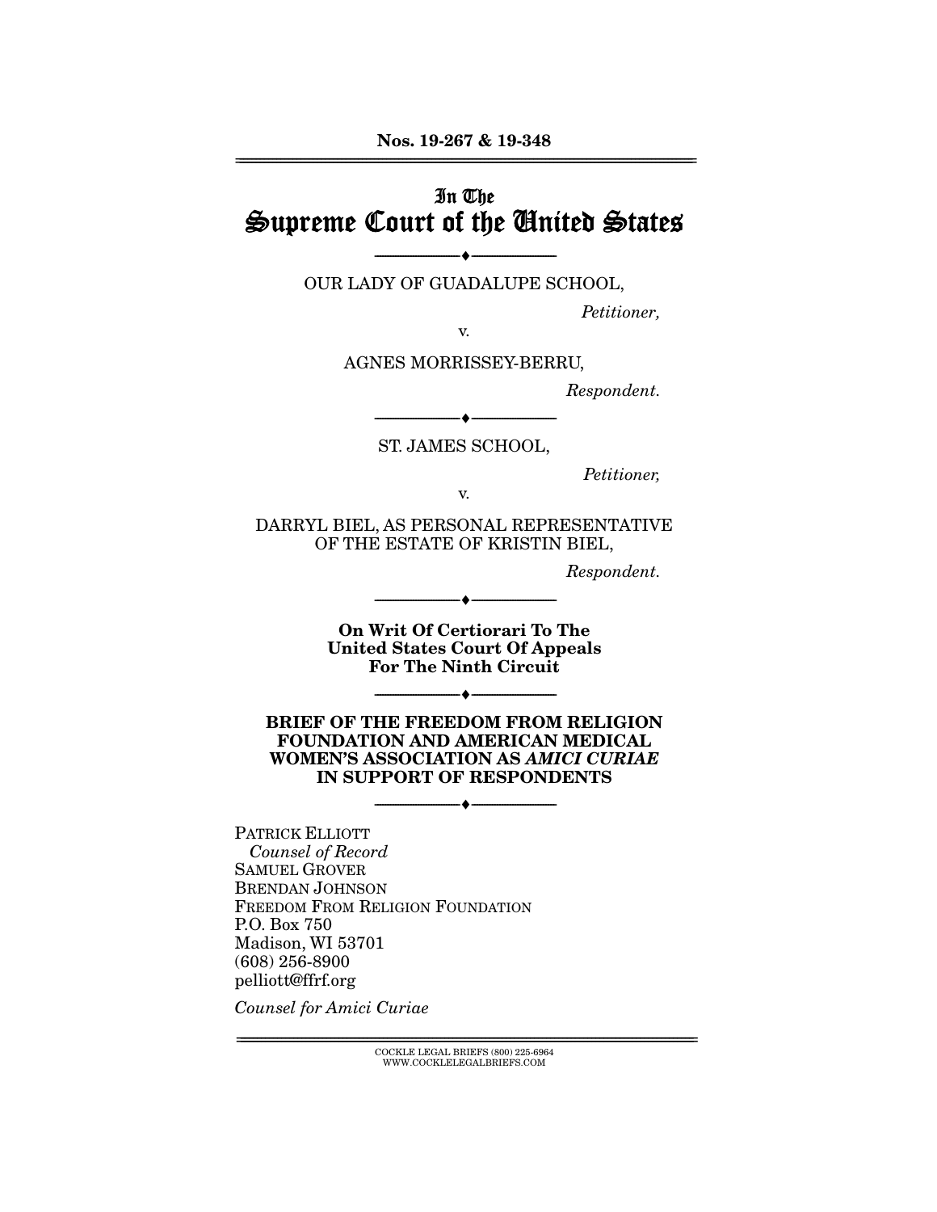Nos. 19-267 & 19-348

---

In The

# Supreme Court of the United States

---

OUR LADY OF GUADALUPE SCHOOL,

*Petitioner,*

v.

AGNES MORRISSEY-BERRU,

*Respondent.*

---

ST. JAMES SCHOOL,

*Petitioner,*

v.

DARRYL BIEL, AS PERSONAL REPRESENTATIVE OF THE ESTATE OF KRISTIN BIEL,

*Respondent.*

---

**On Writ Of Certiorari To The United States Court Of Appeals For The Ninth Circuit**

---

**BRIEF OF THE FREEDOM FROM RELIGION FOUNDATION AND AMERICAN MEDICAL WOMEN'S ASSOCIATION AS *AMICI CURIAE* IN SUPPORT OF RESPONDENTS**

---

PATRICK ELLIOTT
*Counsel of Record*
SAMUEL GROVER
BRENDAN JOHNSON
FREEDOM FROM RELIGION FOUNDATION
P.O. Box 750
Madison, WI 53701
(608) 256-8900
pelliott@ffrf.org

*Counsel for Amici Curiae*

---

COCKLE LEGAL BRIEFS (800) 225-6964
WWW.COCKLELEGALBRIEFS.COM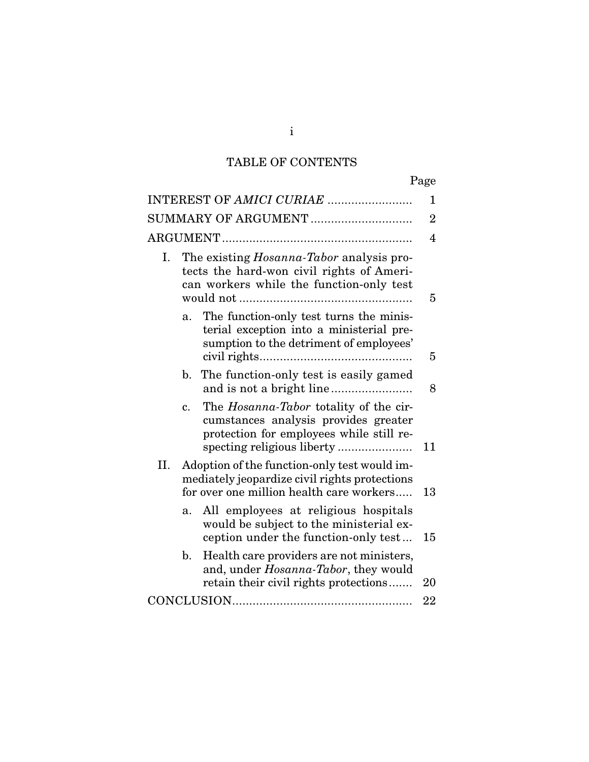# TABLE OF CONTENTS

| | Page |
|---|---|
| INTEREST OF *AMICI CURIAE* | 1 |
| SUMMARY OF ARGUMENT | 2 |
| ARGUMENT | 4 |
| I. The existing *Hosanna-Tabor* analysis protects the hard-won civil rights of American workers while the function-only test would not | 5 |
| a. The function-only test turns the ministerial exception into a ministerial presumption to the detriment of employees' civil rights | 5 |
| b. The function-only test is easily gamed and is not a bright line | 8 |
| c. The *Hosanna-Tabor* totality of the circumstances analysis provides greater protection for employees while still respecting religious liberty | 11 |
| II. Adoption of the function-only test would immediately jeopardize civil rights protections for over one million health care workers | 13 |
| a. All employees at religious hospitals would be subject to the ministerial exception under the function-only test | 15 |
| b. Health care providers are not ministers, and, under *Hosanna-Tabor*, they would retain their civil rights protections | 20 |
| CONCLUSION | 22 |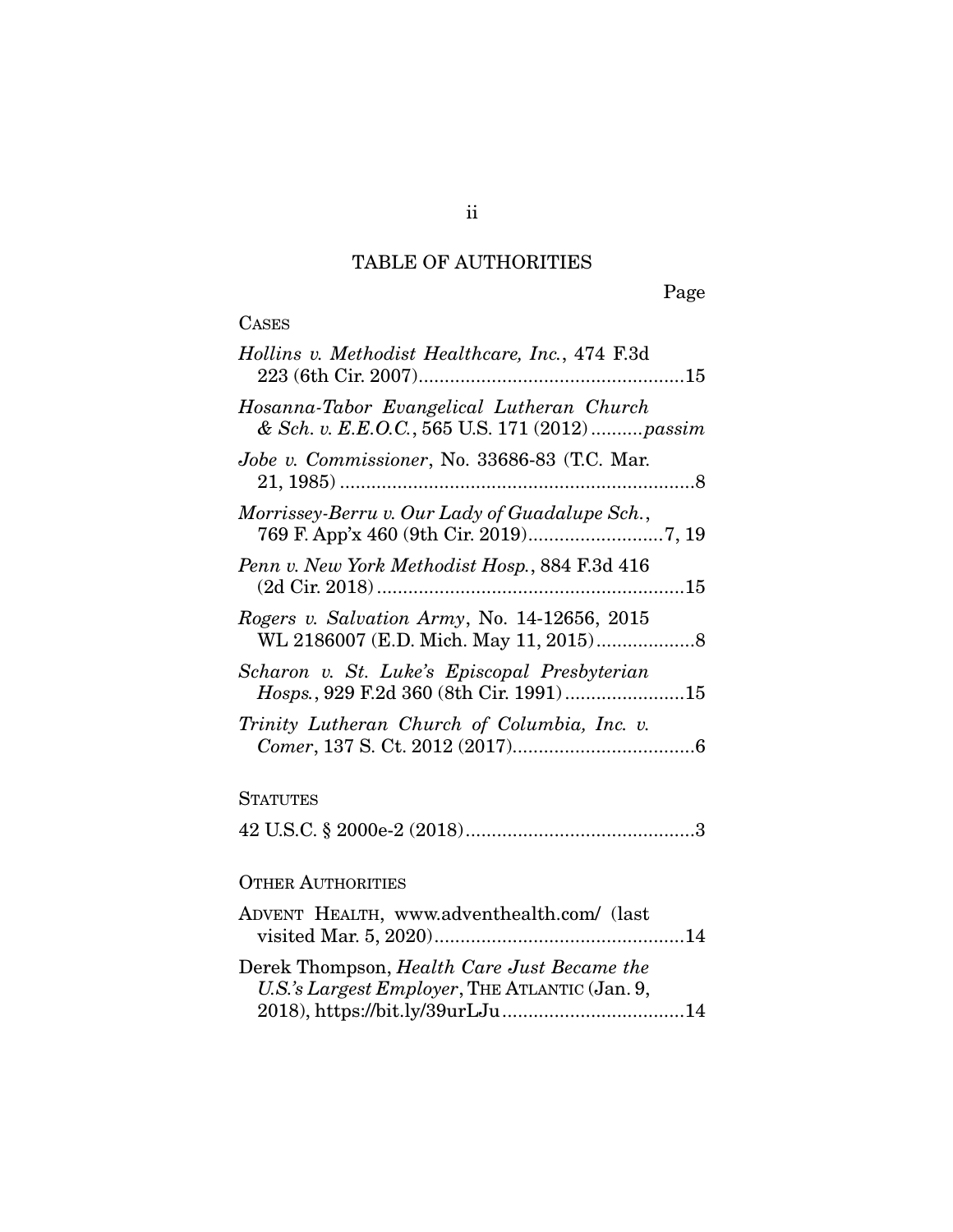# TABLE OF AUTHORITIES

Page

CASES

*Hollins v. Methodist Healthcare, Inc.*, 474 F.3d 223 (6th Cir. 2007) ....................................................15

*Hosanna-Tabor Evangelical Lutheran Church & Sch. v. E.E.O.C.*, 565 U.S. 171 (2012) ..........*passim*

*Jobe v. Commissioner*, No. 33686-83 (T.C. Mar. 21, 1985) ....................................................................8

*Morrissey-Berru v. Our Lady of Guadalupe Sch.*, 769 F. App'x 460 (9th Cir. 2019) ..........................7, 19

*Penn v. New York Methodist Hosp.*, 884 F.3d 416 (2d Cir. 2018) ..........................................................15

*Rogers v. Salvation Army*, No. 14-12656, 2015 WL 2186007 (E.D. Mich. May 11, 2015) ...................8

*Scharon v. St. Luke's Episcopal Presbyterian Hosps.*, 929 F.2d 360 (8th Cir. 1991) .......................15

*Trinity Lutheran Church of Columbia, Inc. v. Comer*, 137 S. Ct. 2012 (2017) ...................................6

STATUTES

42 U.S.C. § 2000e-2 (2018) ............................................3

OTHER AUTHORITIES

ADVENT HEALTH, www.adventhealth.com/ (last visited Mar. 5, 2020) ................................................14

Derek Thompson, *Health Care Just Became the U.S.'s Largest Employer*, THE ATLANTIC (Jan. 9, 2018), https://bit.ly/39urLJu ...................................14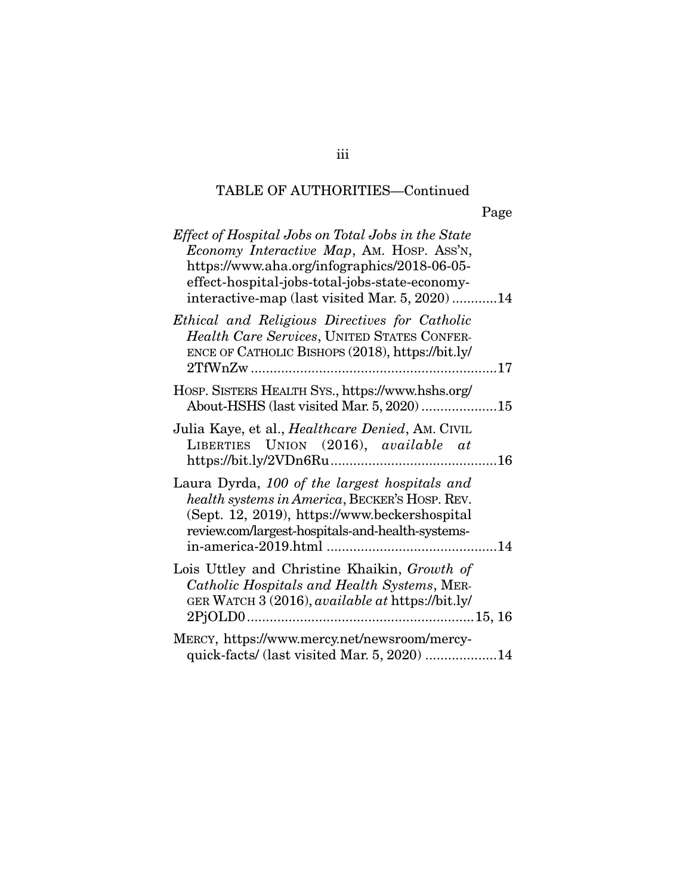TABLE OF AUTHORITIES—Continued

Page

*Effect of Hospital Jobs on Total Jobs in the State Economy Interactive Map*, AM. HOSP. ASS'N, https://www.aha.org/infographics/2018-06-05-effect-hospital-jobs-total-jobs-state-economy-interactive-map (last visited Mar. 5, 2020) ............14

*Ethical and Religious Directives for Catholic Health Care Services*, UNITED STATES CONFERENCE OF CATHOLIC BISHOPS (2018), https://bit.ly/2TfWnZw ................................................................17

HOSP. SISTERS HEALTH SYS., https://www.hshs.org/About-HSHS (last visited Mar. 5, 2020) ....................15

Julia Kaye, et al., *Healthcare Denied*, AM. CIVIL LIBERTIES UNION (2016), *available at* https://bit.ly/2VDn6Ru ...........................................16

Laura Dyrda, *100 of the largest hospitals and health systems in America*, BECKER'S HOSP. REV. (Sept. 12, 2019), https://www.beckershospitalreview.com/largest-hospitals-and-health-systems-in-america-2019.html ............................................14

Lois Uttley and Christine Khaikin, *Growth of Catholic Hospitals and Health Systems*, MERGER WATCH 3 (2016), *available at* https://bit.ly/2PjOLD0 ...........................................................15, 16

MERCY, https://www.mercy.net/newsroom/mercy-quick-facts/ (last visited Mar. 5, 2020) ..................14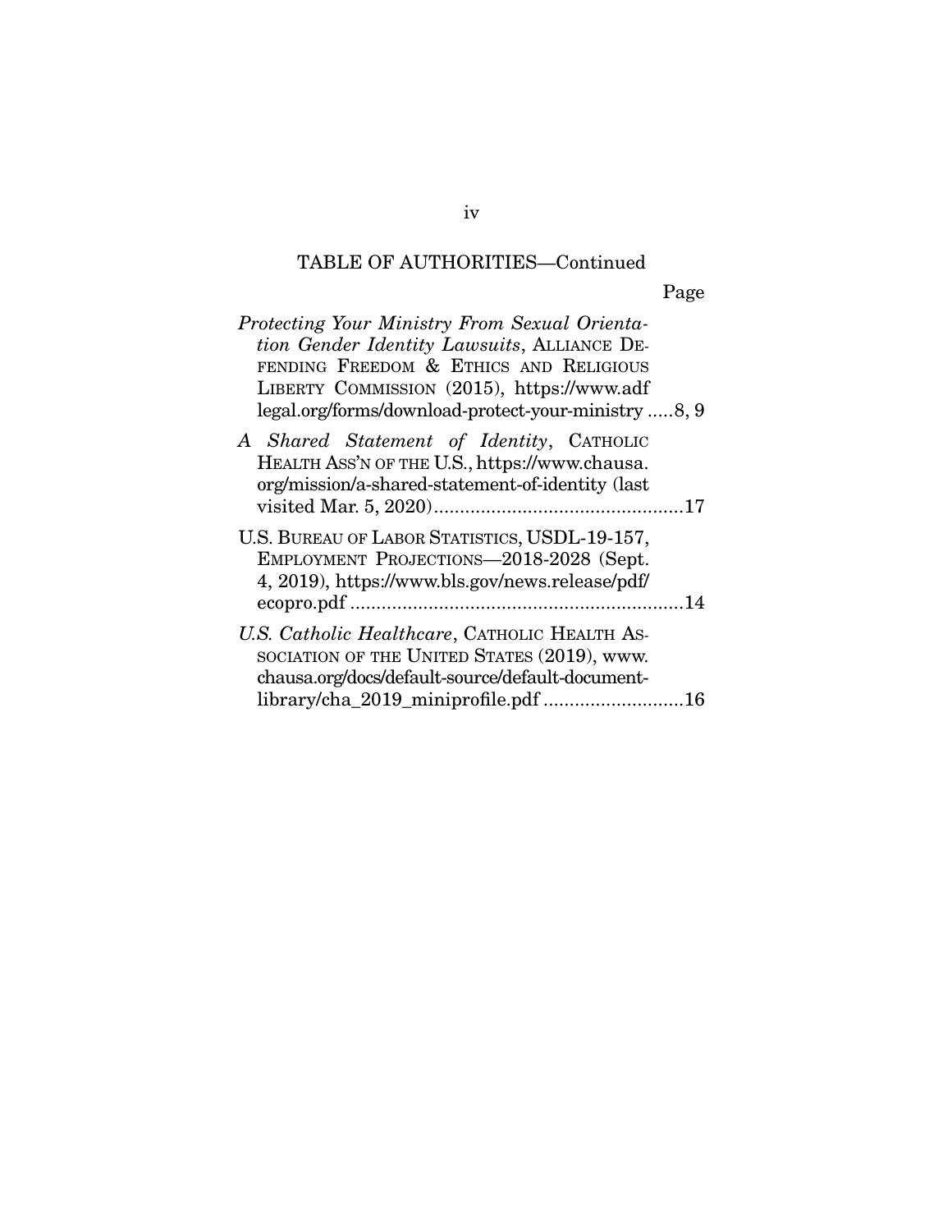TABLE OF AUTHORITIES—Continued

Page

*Protecting Your Ministry From Sexual Orientation Gender Identity Lawsuits*, ALLIANCE DEFENDING FREEDOM & ETHICS AND RELIGIOUS LIBERTY COMMISSION (2015), https://www.adflegal.org/forms/download-protect-your-ministry .....8, 9

*A Shared Statement of Identity*, CATHOLIC HEALTH ASS'N OF THE U.S., https://www.chausa.org/mission/a-shared-statement-of-identity (last visited Mar. 5, 2020)................................................17

U.S. BUREAU OF LABOR STATISTICS, USDL-19-157, EMPLOYMENT PROJECTIONS—2018-2028 (Sept. 4, 2019), https://www.bls.gov/news.release/pdf/ecopro.pdf ................................................................14

*U.S. Catholic Healthcare*, CATHOLIC HEALTH ASSOCIATION OF THE UNITED STATES (2019), www.chausa.org/docs/default-source/default-document-library/cha_2019_miniprofile.pdf ...........................16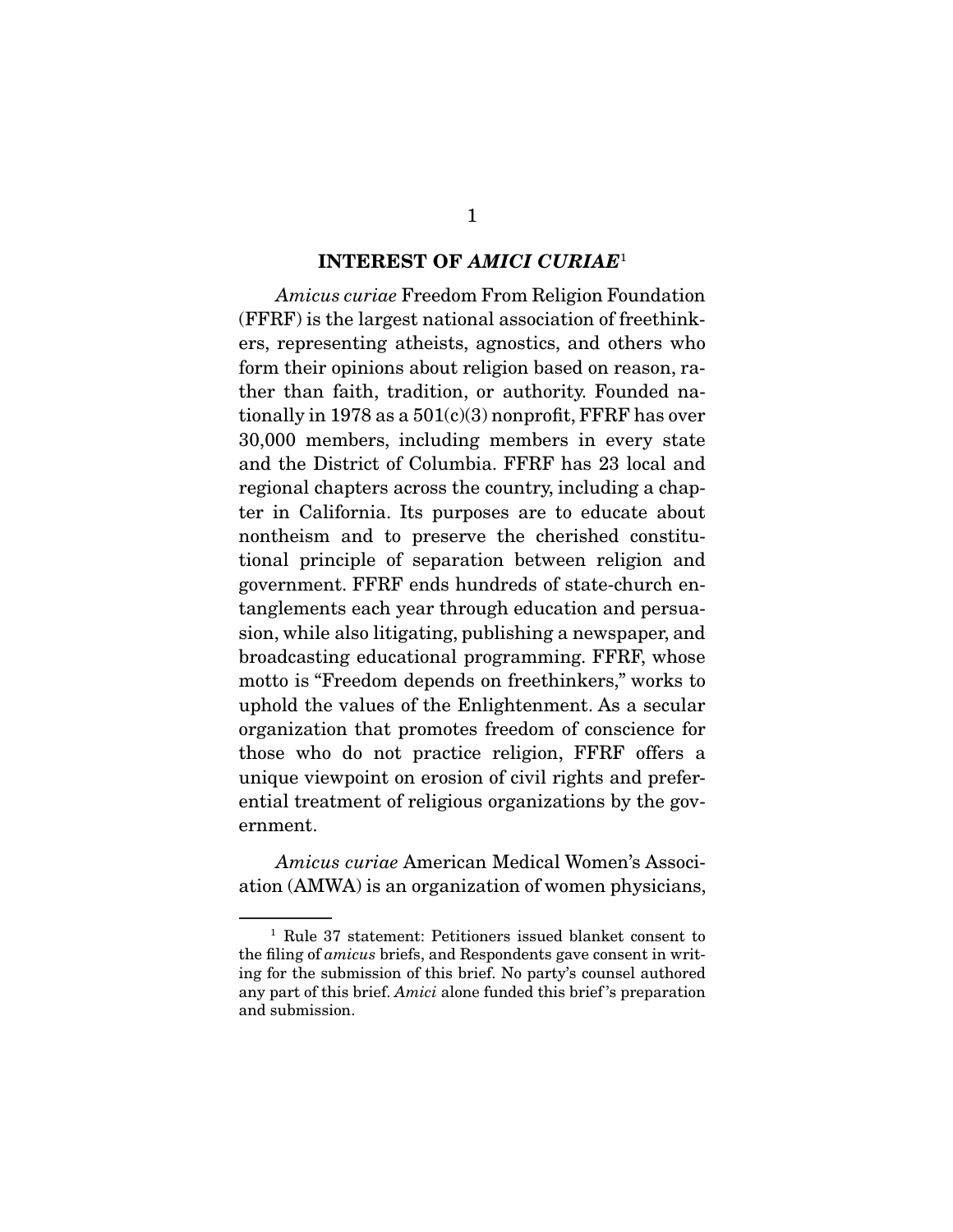## INTEREST OF *AMICI CURIAE*[1]

*Amicus curiae* Freedom From Religion Foundation (FFRF) is the largest national association of freethinkers, representing atheists, agnostics, and others who form their opinions about religion based on reason, rather than faith, tradition, or authority. Founded nationally in 1978 as a 501(c)(3) nonprofit, FFRF has over 30,000 members, including members in every state and the District of Columbia. FFRF has 23 local and regional chapters across the country, including a chapter in California. Its purposes are to educate about nontheism and to preserve the cherished constitutional principle of separation between religion and government. FFRF ends hundreds of state-church entanglements each year through education and persuasion, while also litigating, publishing a newspaper, and broadcasting educational programming. FFRF, whose motto is "Freedom depends on freethinkers," works to uphold the values of the Enlightenment. As a secular organization that promotes freedom of conscience for those who do not practice religion, FFRF offers a unique viewpoint on erosion of civil rights and preferential treatment of religious organizations by the government.

*Amicus curiae* American Medical Women's Association (AMWA) is an organization of women physicians,

---

[1] Rule 37 statement: Petitioners issued blanket consent to the filing of *amicus* briefs, and Respondents gave consent in writing for the submission of this brief. No party's counsel authored any part of this brief. *Amici* alone funded this brief's preparation and submission.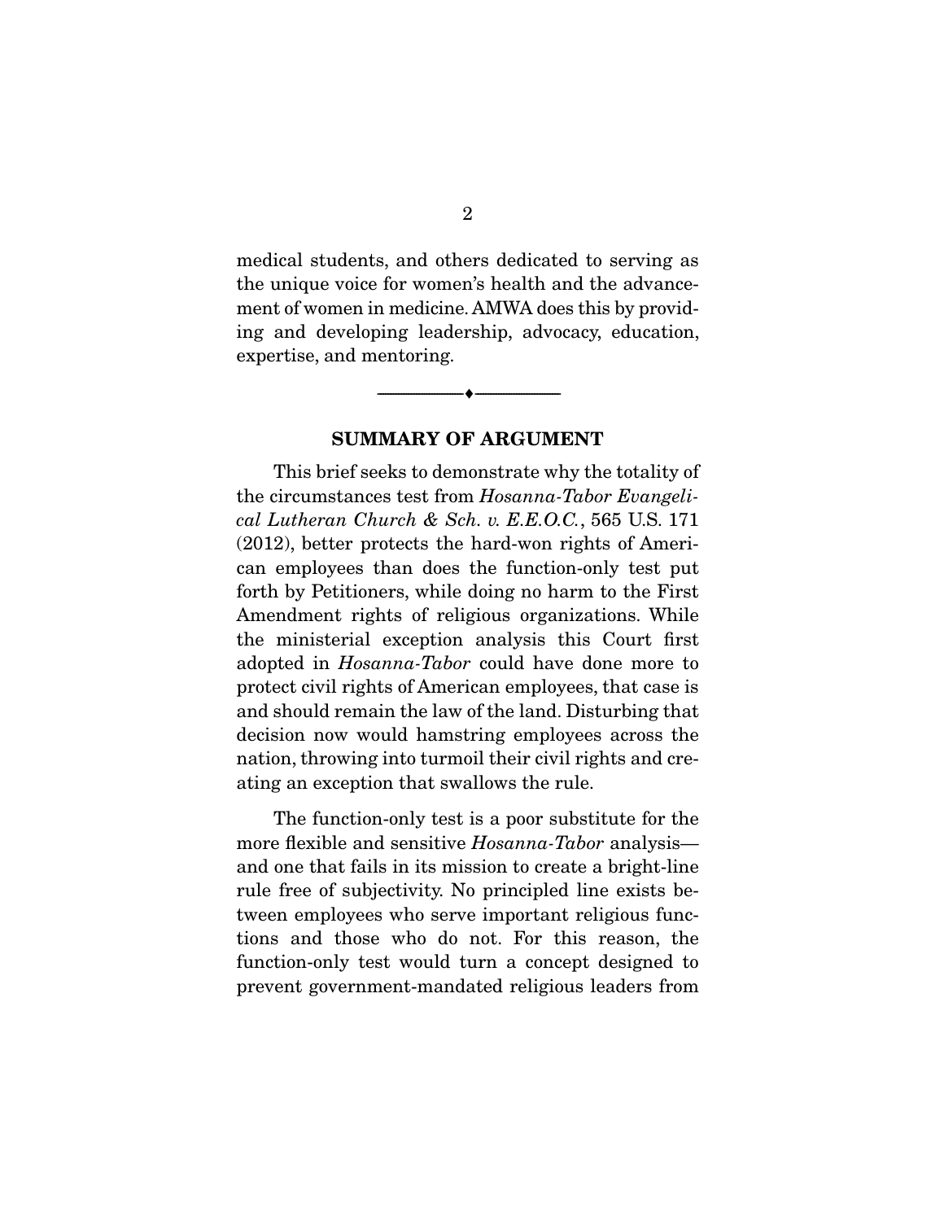medical students, and others dedicated to serving as the unique voice for women's health and the advancement of women in medicine. AMWA does this by providing and developing leadership, advocacy, education, expertise, and mentoring.

---

## SUMMARY OF ARGUMENT

This brief seeks to demonstrate why the totality of the circumstances test from *Hosanna-Tabor Evangelical Lutheran Church & Sch. v. E.E.O.C.*, 565 U.S. 171 (2012), better protects the hard-won rights of American employees than does the function-only test put forth by Petitioners, while doing no harm to the First Amendment rights of religious organizations. While the ministerial exception analysis this Court first adopted in *Hosanna-Tabor* could have done more to protect civil rights of American employees, that case is and should remain the law of the land. Disturbing that decision now would hamstring employees across the nation, throwing into turmoil their civil rights and creating an exception that swallows the rule.

The function-only test is a poor substitute for the more flexible and sensitive *Hosanna-Tabor* analysis—and one that fails in its mission to create a bright-line rule free of subjectivity. No principled line exists between employees who serve important religious functions and those who do not. For this reason, the function-only test would turn a concept designed to prevent government-mandated religious leaders from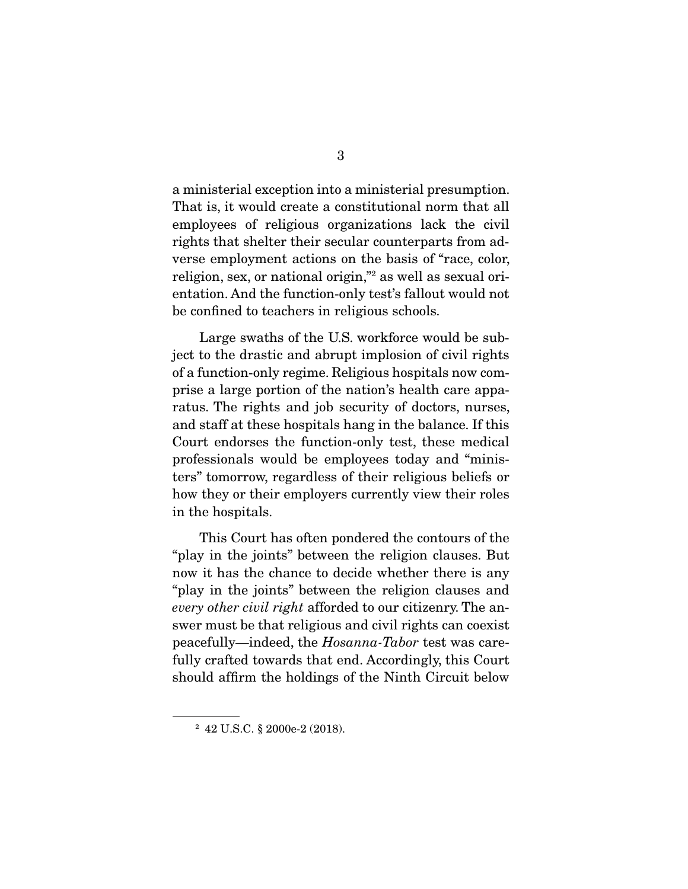a ministerial exception into a ministerial presumption. That is, it would create a constitutional norm that all employees of religious organizations lack the civil rights that shelter their secular counterparts from adverse employment actions on the basis of "race, color, religion, sex, or national origin,"[2] as well as sexual orientation. And the function-only test's fallout would not be confined to teachers in religious schools.

Large swaths of the U.S. workforce would be subject to the drastic and abrupt implosion of civil rights of a function-only regime. Religious hospitals now comprise a large portion of the nation's health care apparatus. The rights and job security of doctors, nurses, and staff at these hospitals hang in the balance. If this Court endorses the function-only test, these medical professionals would be employees today and "ministers" tomorrow, regardless of their religious beliefs or how they or their employers currently view their roles in the hospitals.

This Court has often pondered the contours of the "play in the joints" between the religion clauses. But now it has the chance to decide whether there is any "play in the joints" between the religion clauses and *every other civil right* afforded to our citizenry. The answer must be that religious and civil rights can coexist peacefully—indeed, the *Hosanna-Tabor* test was carefully crafted towards that end. Accordingly, this Court should affirm the holdings of the Ninth Circuit below

[2] 42 U.S.C. § 2000e-2 (2018).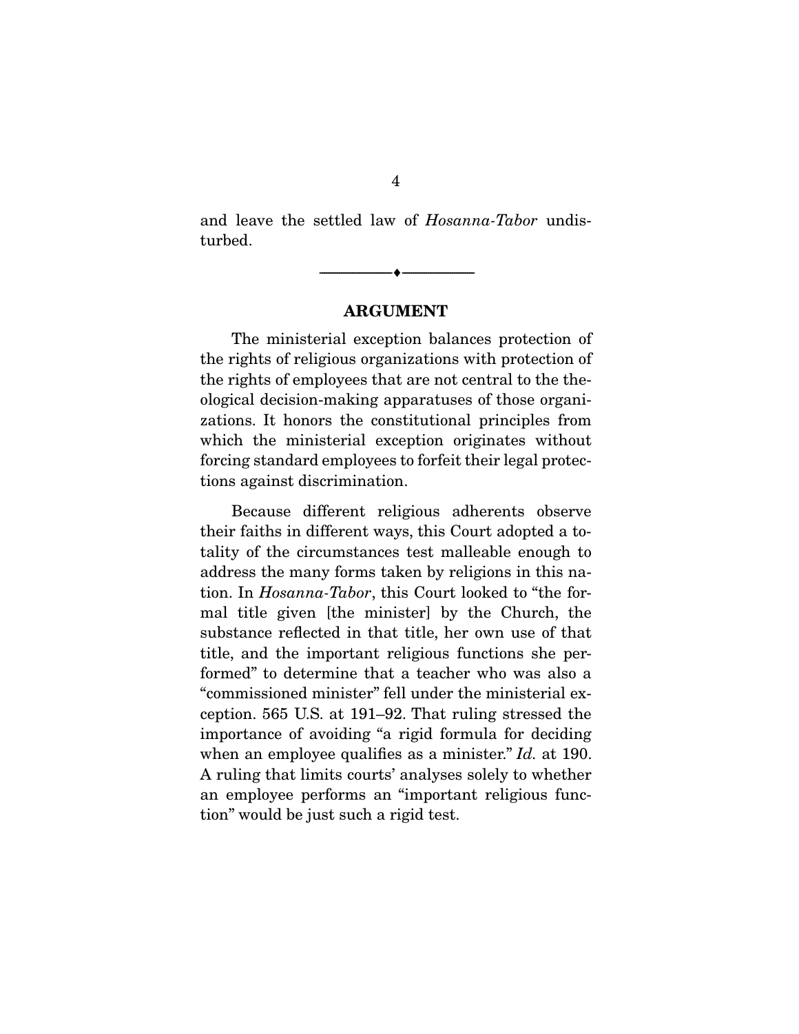and leave the settled law of *Hosanna-Tabor* undisturbed.

---

## ARGUMENT

The ministerial exception balances protection of the rights of religious organizations with protection of the rights of employees that are not central to the theological decision-making apparatuses of those organizations. It honors the constitutional principles from which the ministerial exception originates without forcing standard employees to forfeit their legal protections against discrimination.

Because different religious adherents observe their faiths in different ways, this Court adopted a totality of the circumstances test malleable enough to address the many forms taken by religions in this nation. In *Hosanna-Tabor*, this Court looked to "the formal title given [the minister] by the Church, the substance reflected in that title, her own use of that title, and the important religious functions she performed" to determine that a teacher who was also a "commissioned minister" fell under the ministerial exception. 565 U.S. at 191–92. That ruling stressed the importance of avoiding "a rigid formula for deciding when an employee qualifies as a minister." *Id.* at 190. A ruling that limits courts' analyses solely to whether an employee performs an "important religious function" would be just such a rigid test.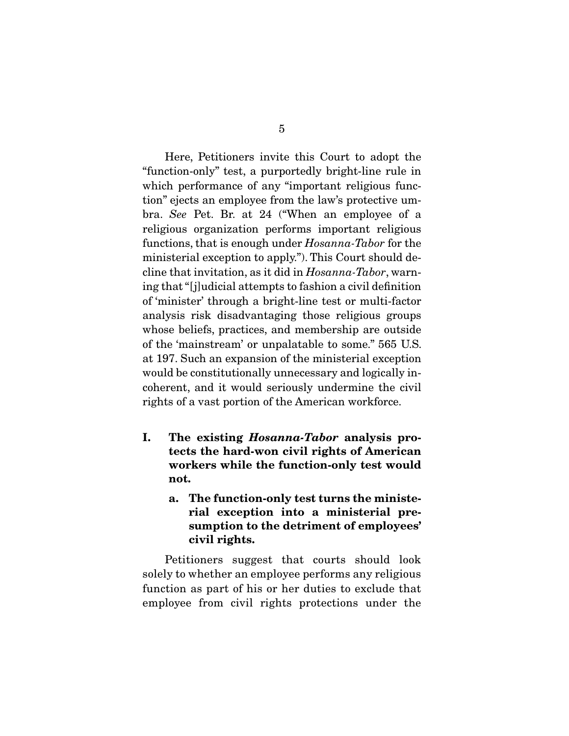Here, Petitioners invite this Court to adopt the "function-only" test, a purportedly bright-line rule in which performance of any "important religious function" ejects an employee from the law's protective umbra. *See* Pet. Br. at 24 ("When an employee of a religious organization performs important religious functions, that is enough under *Hosanna-Tabor* for the ministerial exception to apply."). This Court should decline that invitation, as it did in *Hosanna-Tabor*, warning that "[j]udicial attempts to fashion a civil definition of 'minister' through a bright-line test or multi-factor analysis risk disadvantaging those religious groups whose beliefs, practices, and membership are outside of the 'mainstream' or unpalatable to some." 565 U.S. at 197. Such an expansion of the ministerial exception would be constitutionally unnecessary and logically incoherent, and it would seriously undermine the civil rights of a vast portion of the American workforce.

## I. The existing *Hosanna-Tabor* analysis protects the hard-won civil rights of American workers while the function-only test would not.

### a. The function-only test turns the ministerial exception into a ministerial presumption to the detriment of employees' civil rights.

Petitioners suggest that courts should look solely to whether an employee performs any religious function as part of his or her duties to exclude that employee from civil rights protections under the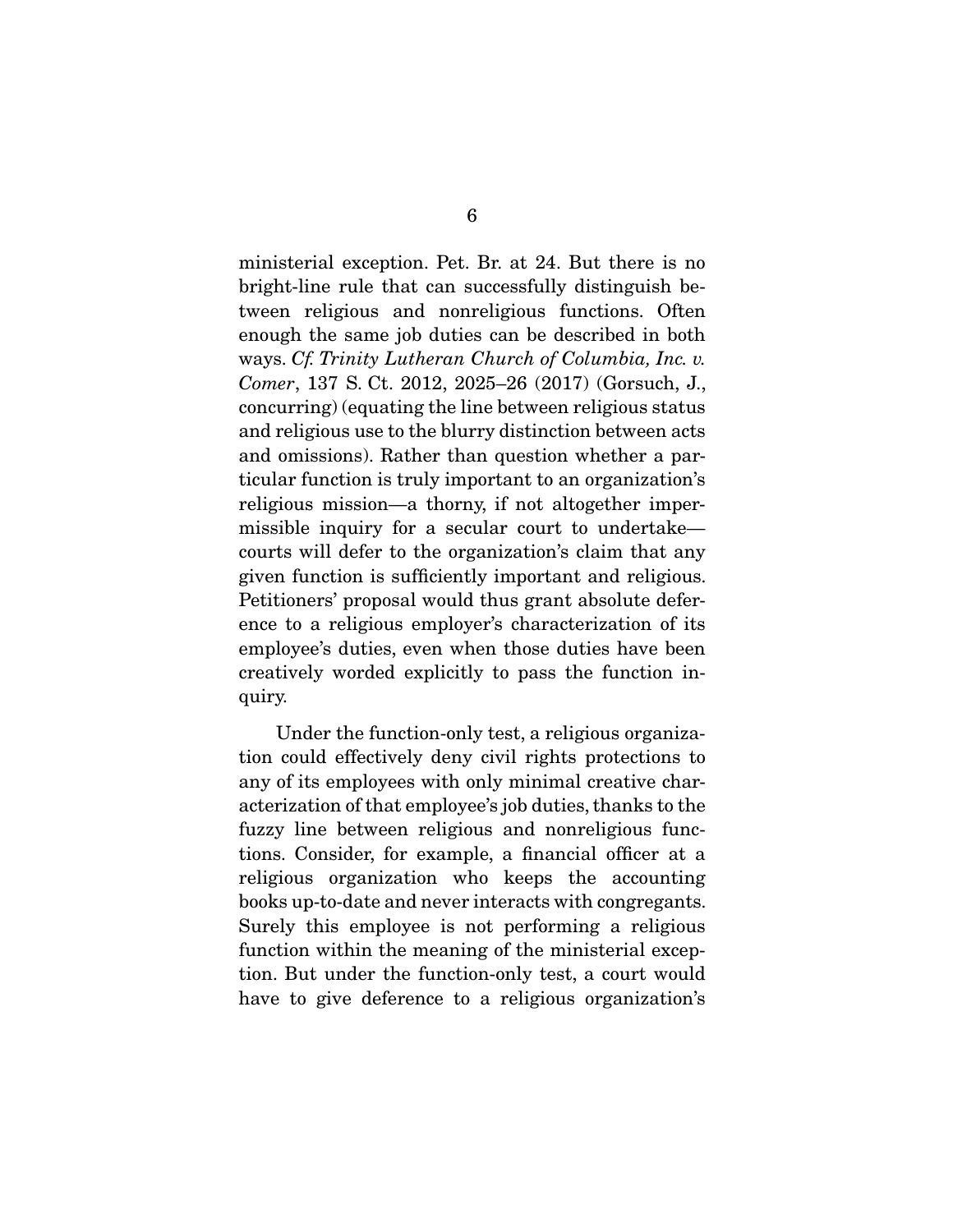ministerial exception. Pet. Br. at 24. But there is no bright-line rule that can successfully distinguish between religious and nonreligious functions. Often enough the same job duties can be described in both ways. *Cf. Trinity Lutheran Church of Columbia, Inc. v. Comer*, 137 S. Ct. 2012, 2025–26 (2017) (Gorsuch, J., concurring) (equating the line between religious status and religious use to the blurry distinction between acts and omissions). Rather than question whether a particular function is truly important to an organization's religious mission—a thorny, if not altogether impermissible inquiry for a secular court to undertake—courts will defer to the organization's claim that any given function is sufficiently important and religious. Petitioners' proposal would thus grant absolute deference to a religious employer's characterization of its employee's duties, even when those duties have been creatively worded explicitly to pass the function inquiry.

Under the function-only test, a religious organization could effectively deny civil rights protections to any of its employees with only minimal creative characterization of that employee's job duties, thanks to the fuzzy line between religious and nonreligious functions. Consider, for example, a financial officer at a religious organization who keeps the accounting books up-to-date and never interacts with congregants. Surely this employee is not performing a religious function within the meaning of the ministerial exception. But under the function-only test, a court would have to give deference to a religious organization's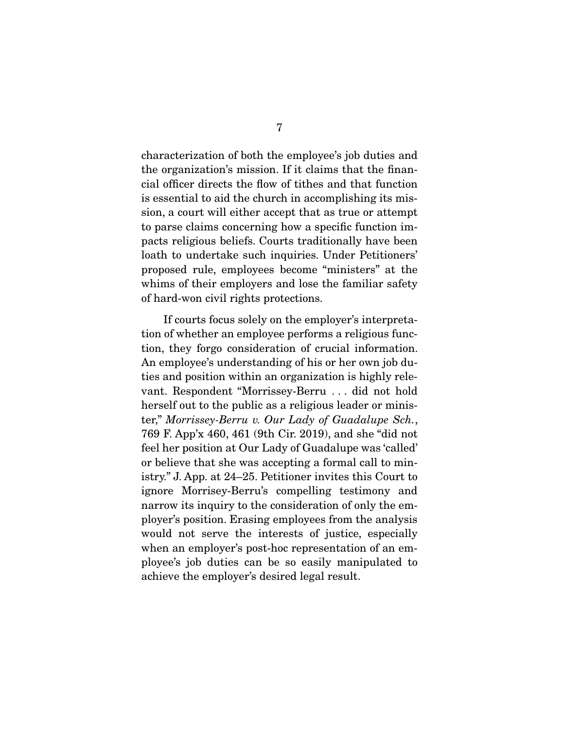characterization of both the employee's job duties and the organization's mission. If it claims that the financial officer directs the flow of tithes and that function is essential to aid the church in accomplishing its mission, a court will either accept that as true or attempt to parse claims concerning how a specific function impacts religious beliefs. Courts traditionally have been loath to undertake such inquiries. Under Petitioners' proposed rule, employees become "ministers" at the whims of their employers and lose the familiar safety of hard-won civil rights protections.

If courts focus solely on the employer's interpretation of whether an employee performs a religious function, they forgo consideration of crucial information. An employee's understanding of his or her own job duties and position within an organization is highly relevant. Respondent "Morrissey-Berru . . . did not hold herself out to the public as a religious leader or minister," *Morrissey-Berru v. Our Lady of Guadalupe Sch.*, 769 F. App'x 460, 461 (9th Cir. 2019), and she "did not feel her position at Our Lady of Guadalupe was 'called' or believe that she was accepting a formal call to ministry." J. App. at 24–25. Petitioner invites this Court to ignore Morrisey-Berru's compelling testimony and narrow its inquiry to the consideration of only the employer's position. Erasing employees from the analysis would not serve the interests of justice, especially when an employer's post-hoc representation of an employee's job duties can be so easily manipulated to achieve the employer's desired legal result.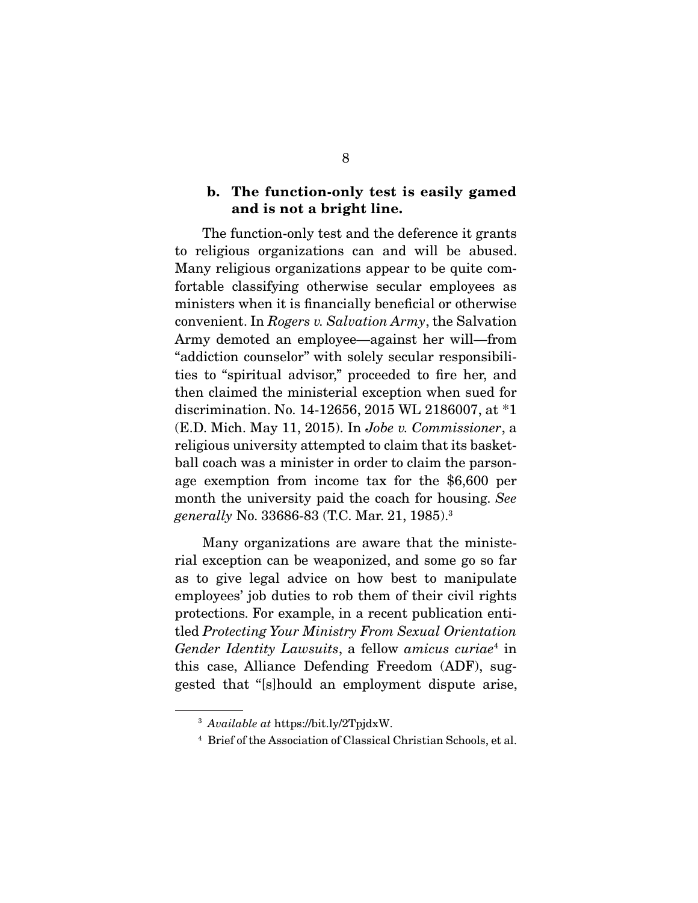### b. The function-only test is easily gamed and is not a bright line.

The function-only test and the deference it grants to religious organizations can and will be abused. Many religious organizations appear to be quite comfortable classifying otherwise secular employees as ministers when it is financially beneficial or otherwise convenient. In *Rogers v. Salvation Army*, the Salvation Army demoted an employee—against her will—from "addiction counselor" with solely secular responsibilities to "spiritual advisor," proceeded to fire her, and then claimed the ministerial exception when sued for discrimination. No. 14-12656, 2015 WL 2186007, at *1 (E.D. Mich. May 11, 2015). In *Jobe v. Commissioner*, a religious university attempted to claim that its basketball coach was a minister in order to claim the parsonage exemption from income tax for the $6,600 per month the university paid the coach for housing. *See generally* No. 33686-83 (T.C. Mar. 21, 1985).[3]

Many organizations are aware that the ministerial exception can be weaponized, and some go so far as to give legal advice on how best to manipulate employees' job duties to rob them of their civil rights protections. For example, in a recent publication entitled *Protecting Your Ministry From Sexual Orientation Gender Identity Lawsuits*, a fellow *amicus curiae*[4] in this case, Alliance Defending Freedom (ADF), suggested that "[s]hould an employment dispute arise,

[3] *Available at* https://bit.ly/2TpjdxW.

[4] Brief of the Association of Classical Christian Schools, et al.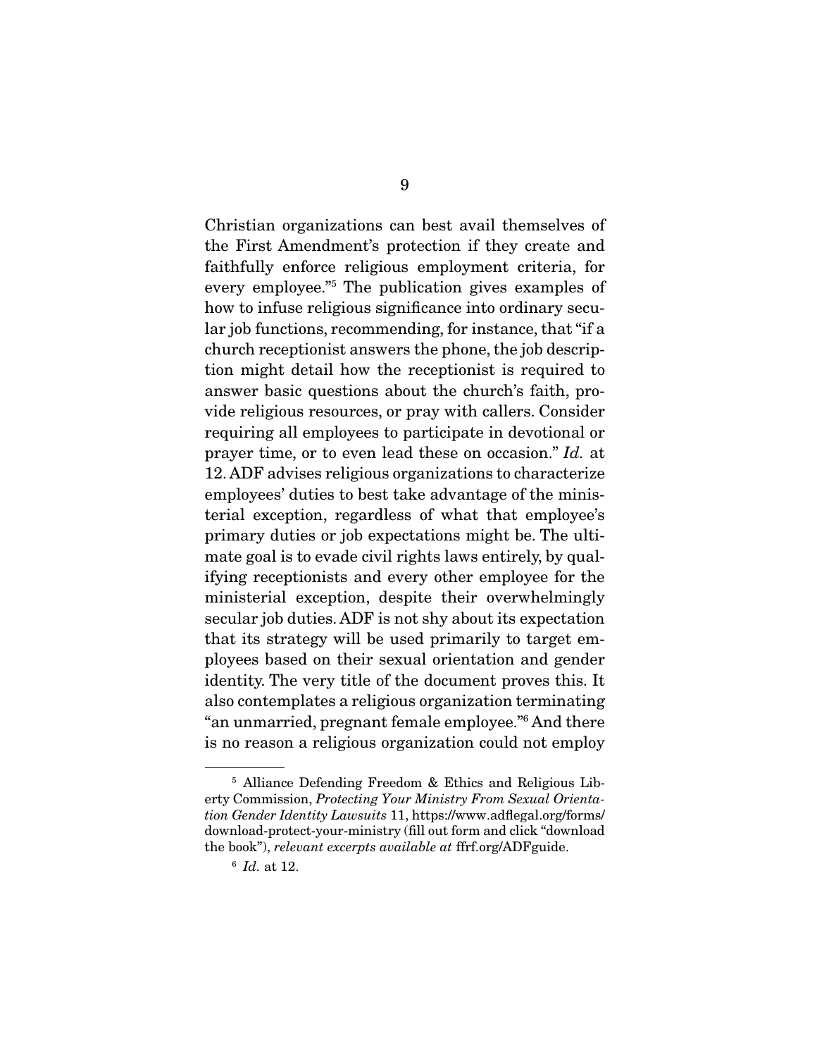Christian organizations can best avail themselves of the First Amendment's protection if they create and faithfully enforce religious employment criteria, for every employee."[5] The publication gives examples of how to infuse religious significance into ordinary secular job functions, recommending, for instance, that "if a church receptionist answers the phone, the job description might detail how the receptionist is required to answer basic questions about the church's faith, provide religious resources, or pray with callers. Consider requiring all employees to participate in devotional or prayer time, or to even lead these on occasion." *Id.* at 12. ADF advises religious organizations to characterize employees' duties to best take advantage of the ministerial exception, regardless of what that employee's primary duties or job expectations might be. The ultimate goal is to evade civil rights laws entirely, by qualifying receptionists and every other employee for the ministerial exception, despite their overwhelmingly secular job duties. ADF is not shy about its expectation that its strategy will be used primarily to target employees based on their sexual orientation and gender identity. The very title of the document proves this. It also contemplates a religious organization terminating "an unmarried, pregnant female employee."[6] And there is no reason a religious organization could not employ

---

[5] Alliance Defending Freedom & Ethics and Religious Liberty Commission, *Protecting Your Ministry From Sexual Orientation Gender Identity Lawsuits* 11, https://www.adflegal.org/forms/download-protect-your-ministry (fill out form and click "download the book"), *relevant excerpts available at* ffrf.org/ADFguide.

[6] *Id.* at 12.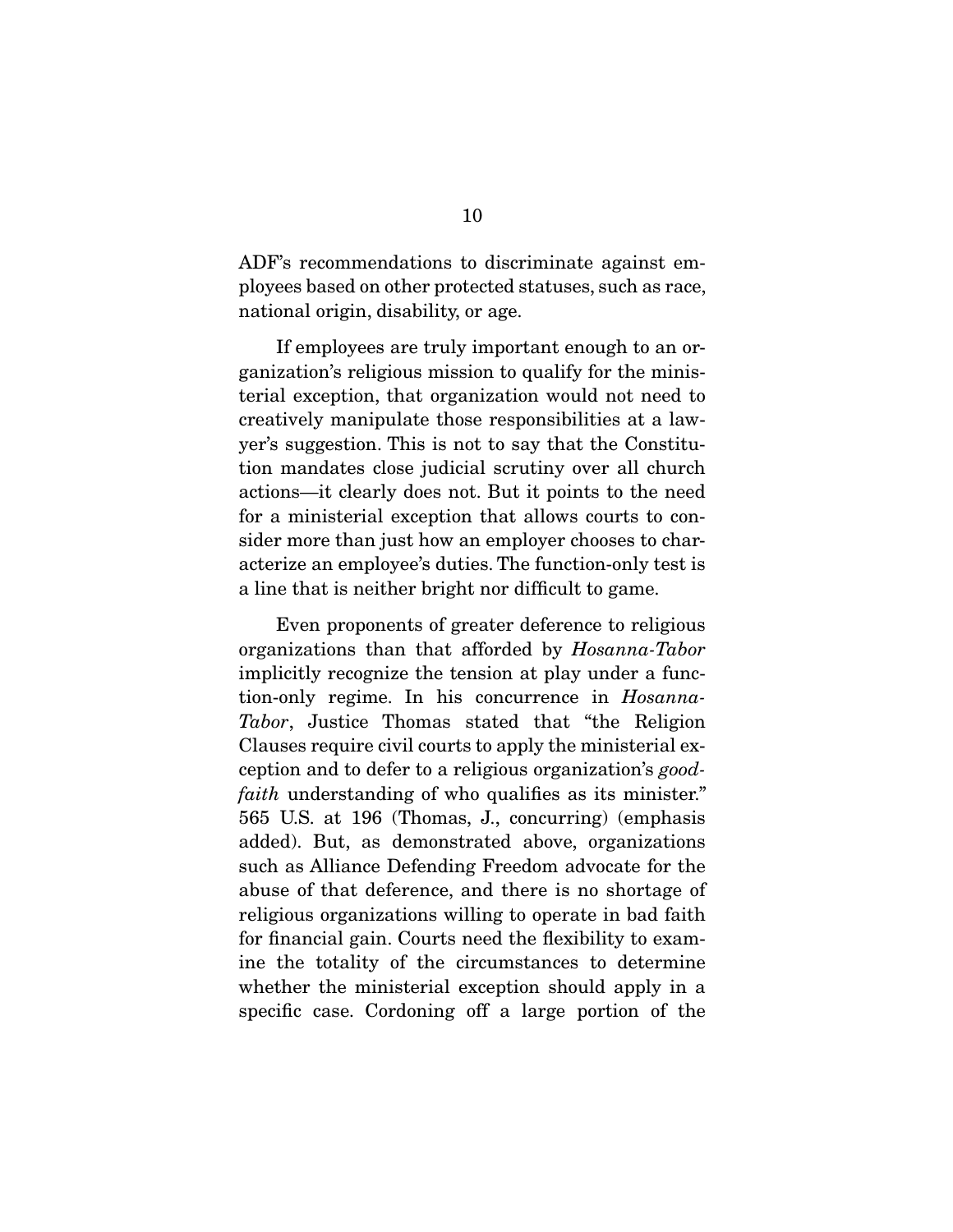ADF's recommendations to discriminate against employees based on other protected statuses, such as race, national origin, disability, or age.

If employees are truly important enough to an organization's religious mission to qualify for the ministerial exception, that organization would not need to creatively manipulate those responsibilities at a lawyer's suggestion. This is not to say that the Constitution mandates close judicial scrutiny over all church actions—it clearly does not. But it points to the need for a ministerial exception that allows courts to consider more than just how an employer chooses to characterize an employee's duties. The function-only test is a line that is neither bright nor difficult to game.

Even proponents of greater deference to religious organizations than that afforded by *Hosanna-Tabor* implicitly recognize the tension at play under a function-only regime. In his concurrence in *Hosanna-Tabor*, Justice Thomas stated that "the Religion Clauses require civil courts to apply the ministerial exception and to defer to a religious organization's *good-faith* understanding of who qualifies as its minister." 565 U.S. at 196 (Thomas, J., concurring) (emphasis added). But, as demonstrated above, organizations such as Alliance Defending Freedom advocate for the abuse of that deference, and there is no shortage of religious organizations willing to operate in bad faith for financial gain. Courts need the flexibility to examine the totality of the circumstances to determine whether the ministerial exception should apply in a specific case. Cordoning off a large portion of the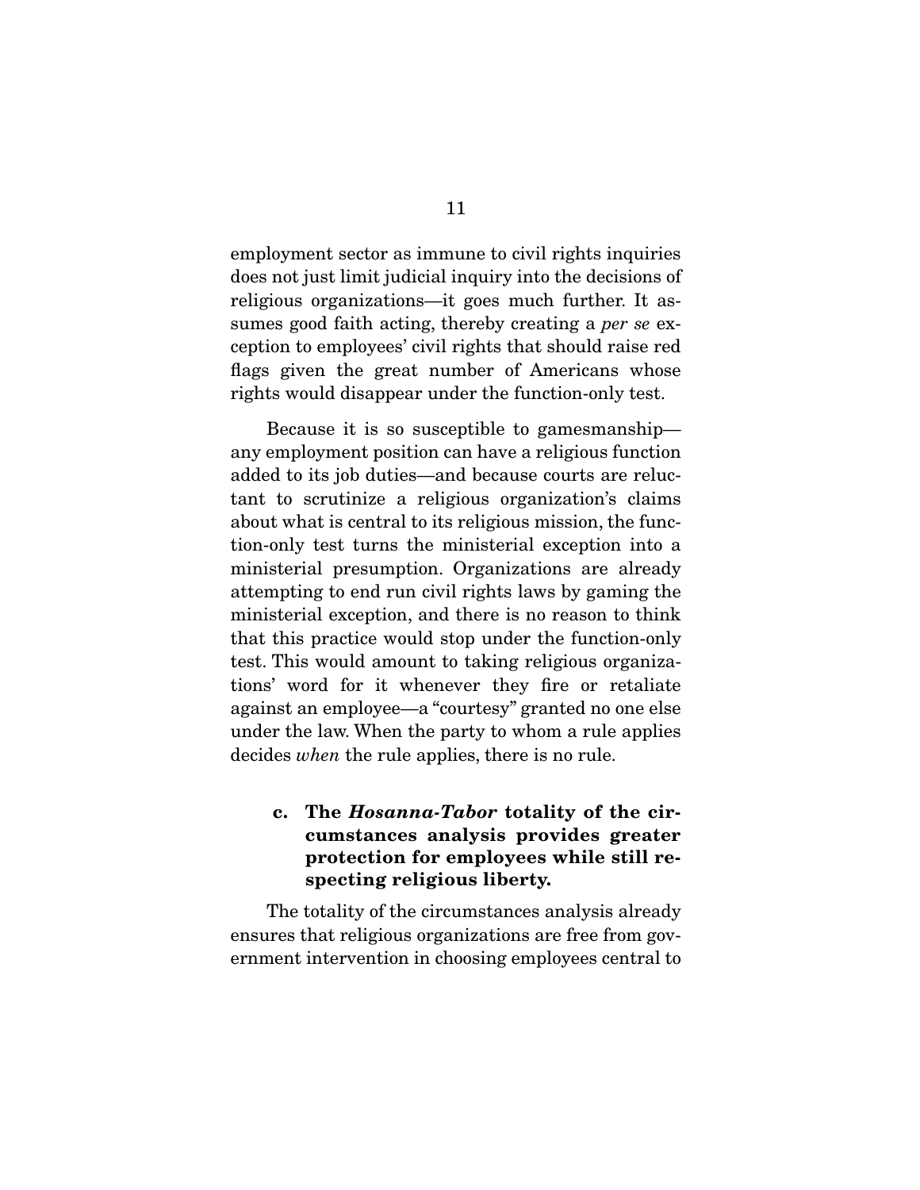employment sector as immune to civil rights inquiries does not just limit judicial inquiry into the decisions of religious organizations—it goes much further. It assumes good faith acting, thereby creating a *per se* exception to employees' civil rights that should raise red flags given the great number of Americans whose rights would disappear under the function-only test.

Because it is so susceptible to gamesmanship—any employment position can have a religious function added to its job duties—and because courts are reluctant to scrutinize a religious organization's claims about what is central to its religious mission, the function-only test turns the ministerial exception into a ministerial presumption. Organizations are already attempting to end run civil rights laws by gaming the ministerial exception, and there is no reason to think that this practice would stop under the function-only test. This would amount to taking religious organizations' word for it whenever they fire or retaliate against an employee—a "courtesy" granted no one else under the law. When the party to whom a rule applies decides *when* the rule applies, there is no rule.

#### c. The *Hosanna-Tabor* totality of the circumstances analysis provides greater protection for employees while still respecting religious liberty.

The totality of the circumstances analysis already ensures that religious organizations are free from government intervention in choosing employees central to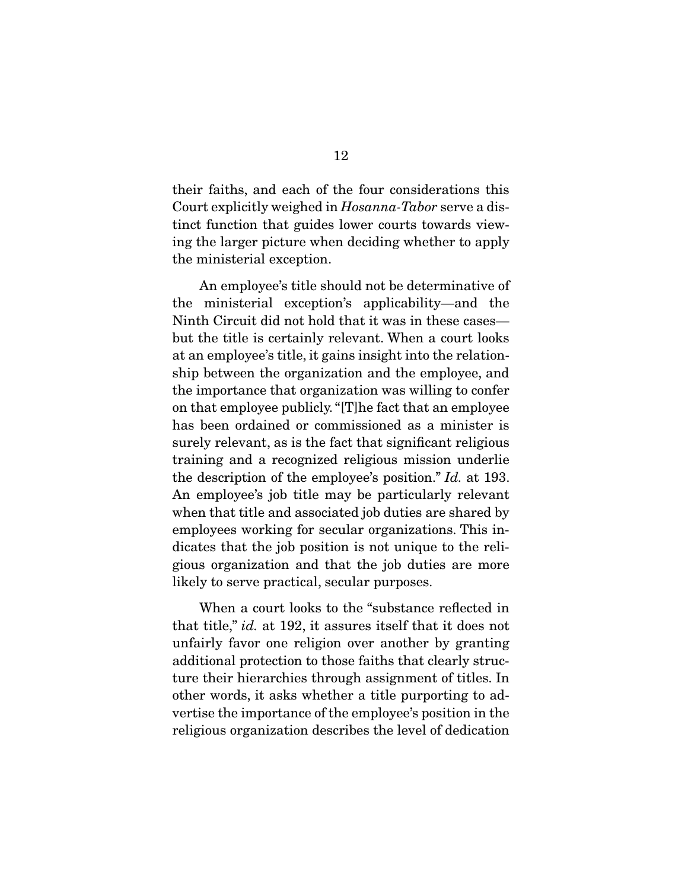their faiths, and each of the four considerations this Court explicitly weighed in *Hosanna-Tabor* serve a distinct function that guides lower courts towards viewing the larger picture when deciding whether to apply the ministerial exception.

An employee's title should not be determinative of the ministerial exception's applicability—and the Ninth Circuit did not hold that it was in these cases—but the title is certainly relevant. When a court looks at an employee's title, it gains insight into the relationship between the organization and the employee, and the importance that organization was willing to confer on that employee publicly. "[T]he fact that an employee has been ordained or commissioned as a minister is surely relevant, as is the fact that significant religious training and a recognized religious mission underlie the description of the employee's position." *Id.* at 193. An employee's job title may be particularly relevant when that title and associated job duties are shared by employees working for secular organizations. This indicates that the job position is not unique to the religious organization and that the job duties are more likely to serve practical, secular purposes.

When a court looks to the "substance reflected in that title," *id.* at 192, it assures itself that it does not unfairly favor one religion over another by granting additional protection to those faiths that clearly structure their hierarchies through assignment of titles. In other words, it asks whether a title purporting to advertise the importance of the employee's position in the religious organization describes the level of dedication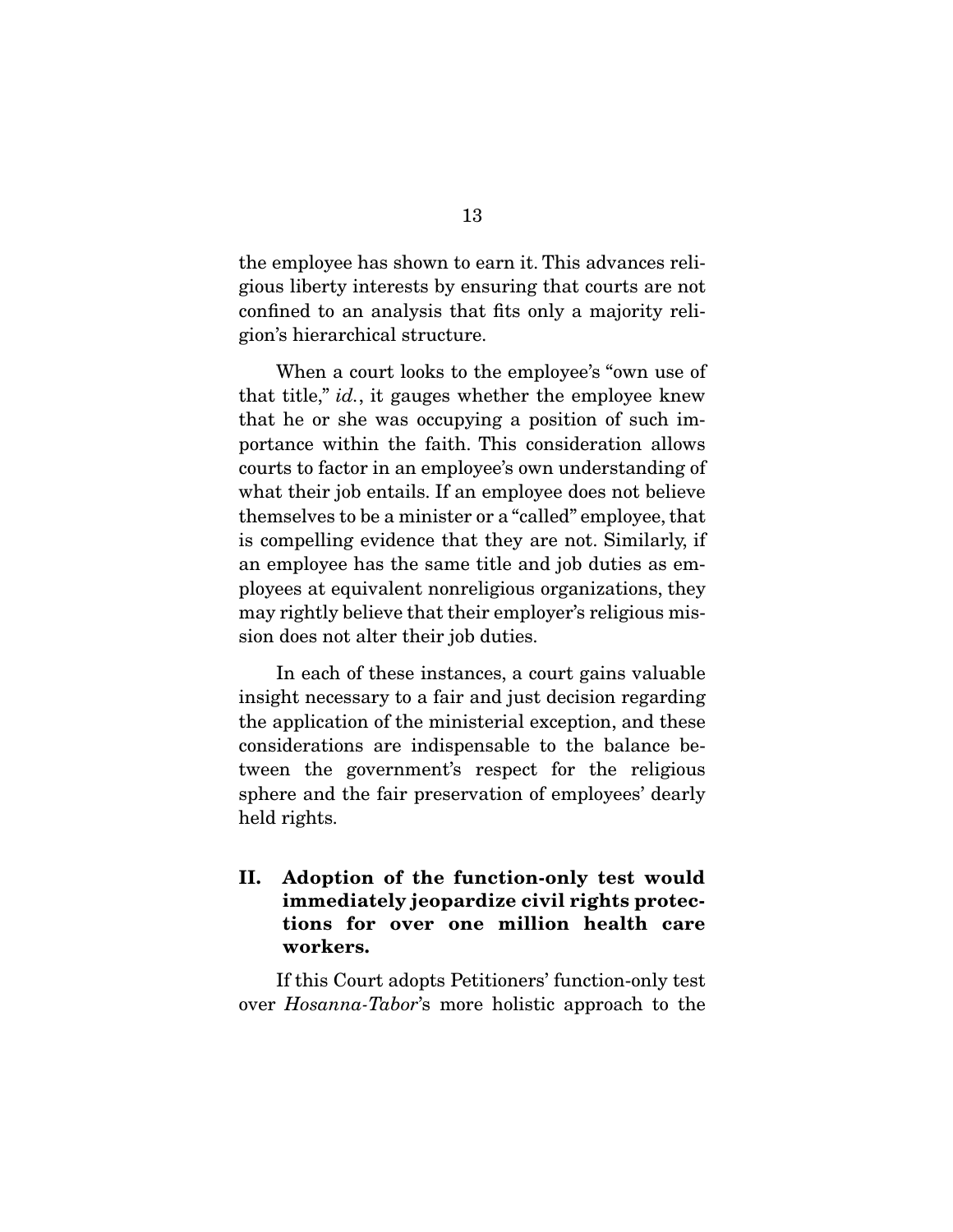the employee has shown to earn it. This advances religious liberty interests by ensuring that courts are not confined to an analysis that fits only a majority religion's hierarchical structure.

When a court looks to the employee's "own use of that title," *id.*, it gauges whether the employee knew that he or she was occupying a position of such importance within the faith. This consideration allows courts to factor in an employee's own understanding of what their job entails. If an employee does not believe themselves to be a minister or a "called" employee, that is compelling evidence that they are not. Similarly, if an employee has the same title and job duties as employees at equivalent nonreligious organizations, they may rightly believe that their employer's religious mission does not alter their job duties.

In each of these instances, a court gains valuable insight necessary to a fair and just decision regarding the application of the ministerial exception, and these considerations are indispensable to the balance between the government's respect for the religious sphere and the fair preservation of employees' dearly held rights.

## II. Adoption of the function-only test would immediately jeopardize civil rights protections for over one million health care workers.

If this Court adopts Petitioners' function-only test over *Hosanna-Tabor*'s more holistic approach to the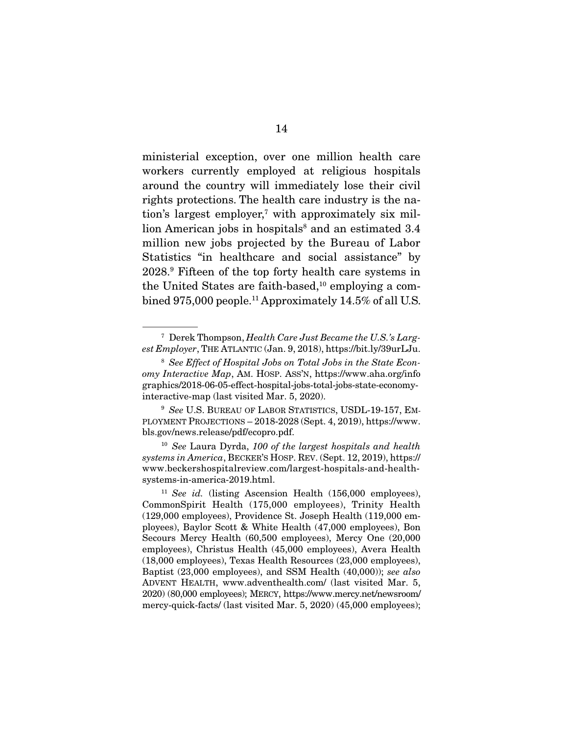ministerial exception, over one million health care workers currently employed at religious hospitals around the country will immediately lose their civil rights protections. The health care industry is the nation's largest employer,[7] with approximately six million American jobs in hospitals[8] and an estimated 3.4 million new jobs projected by the Bureau of Labor Statistics "in healthcare and social assistance" by 2028.[9] Fifteen of the top forty health care systems in the United States are faith-based,[10] employing a combined 975,000 people.[11] Approximately 14.5% of all U.S.

---

[7] Derek Thompson, *Health Care Just Became the U.S.'s Largest Employer*, THE ATLANTIC (Jan. 9, 2018), https://bit.ly/39urLJu.

[8] *See Effect of Hospital Jobs on Total Jobs in the State Economy Interactive Map*, AM. HOSP. ASS'N, https://www.aha.org/infographics/2018-06-05-effect-hospital-jobs-total-jobs-state-economy-interactive-map (last visited Mar. 5, 2020).

[9] *See* U.S. BUREAU OF LABOR STATISTICS, USDL-19-157, EMPLOYMENT PROJECTIONS – 2018-2028 (Sept. 4, 2019), https://www.bls.gov/news.release/pdf/ecopro.pdf.

[10] *See* Laura Dyrda, *100 of the largest hospitals and health systems in America*, BECKER'S HOSP. REV. (Sept. 12, 2019), https://www.beckershospitalreview.com/largest-hospitals-and-health-systems-in-america-2019.html.

[11] *See id.* (listing Ascension Health (156,000 employees), CommonSpirit Health (175,000 employees), Trinity Health (129,000 employees), Providence St. Joseph Health (119,000 employees), Baylor Scott & White Health (47,000 employees), Bon Secours Mercy Health (60,500 employees), Mercy One (20,000 employees), Christus Health (45,000 employees), Avera Health (18,000 employees), Texas Health Resources (23,000 employees), Baptist (23,000 employees), and SSM Health (40,000)); *see also* ADVENT HEALTH, www.adventhealth.com/ (last visited Mar. 5, 2020) (80,000 employees); MERCY, https://www.mercy.net/newsroom/mercy-quick-facts/ (last visited Mar. 5, 2020) (45,000 employees);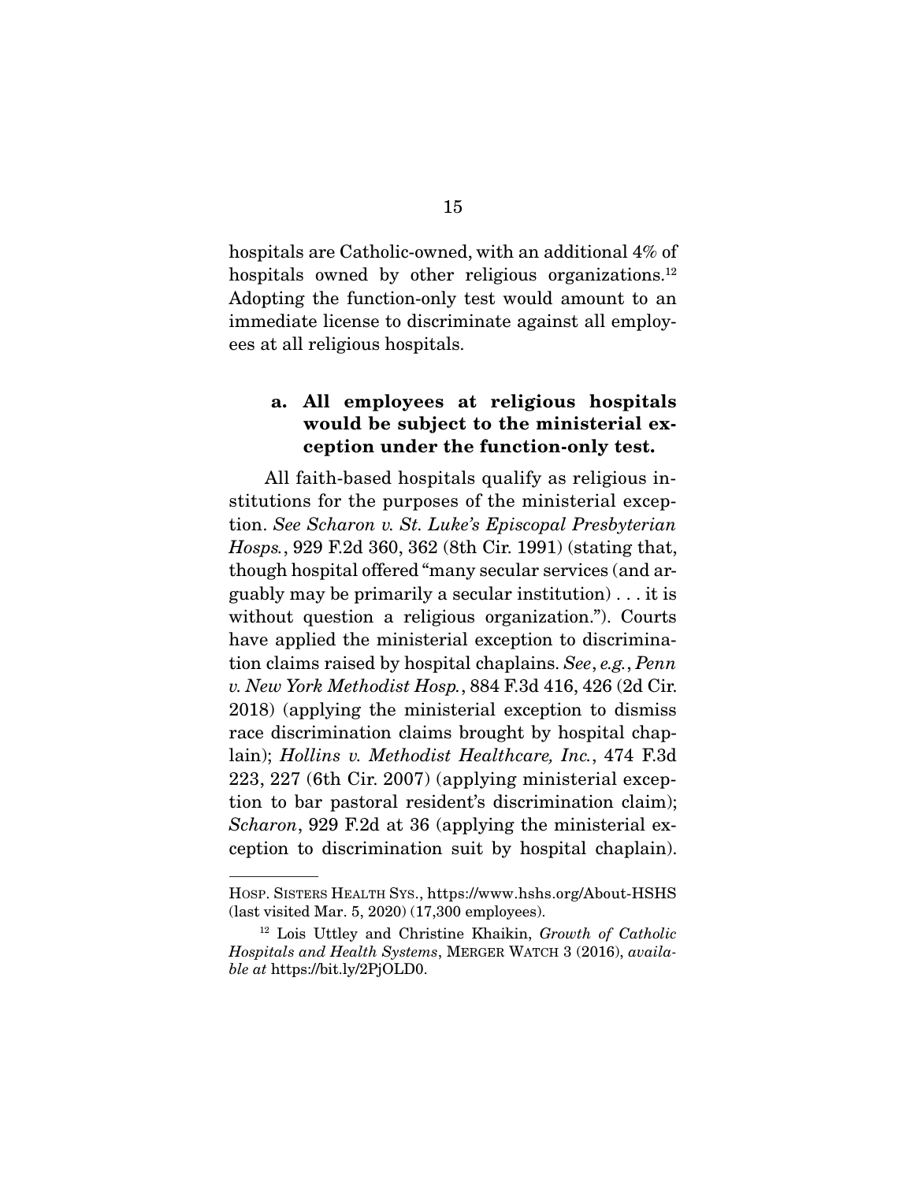hospitals are Catholic-owned, with an additional 4% of hospitals owned by other religious organizations.[12] Adopting the function-only test would amount to an immediate license to discriminate against all employees at all religious hospitals.

### a. All employees at religious hospitals would be subject to the ministerial exception under the function-only test.

All faith-based hospitals qualify as religious institutions for the purposes of the ministerial exception. *See Scharon v. St. Luke's Episcopal Presbyterian Hosps.*, 929 F.2d 360, 362 (8th Cir. 1991) (stating that, though hospital offered "many secular services (and arguably may be primarily a secular institution) . . . it is without question a religious organization."). Courts have applied the ministerial exception to discrimination claims raised by hospital chaplains. *See*, *e.g.*, *Penn v. New York Methodist Hosp.*, 884 F.3d 416, 426 (2d Cir. 2018) (applying the ministerial exception to dismiss race discrimination claims brought by hospital chaplain); *Hollins v. Methodist Healthcare, Inc.*, 474 F.3d 223, 227 (6th Cir. 2007) (applying ministerial exception to bar pastoral resident's discrimination claim); *Scharon*, 929 F.2d at 36 (applying the ministerial exception to discrimination suit by hospital chaplain).

---

HOSP. SISTERS HEALTH SYS., https://www.hshs.org/About-HSHS (last visited Mar. 5, 2020) (17,300 employees).

[12] Lois Uttley and Christine Khaikin, *Growth of Catholic Hospitals and Health Systems*, MERGER WATCH 3 (2016), *available at* https://bit.ly/2PjOLD0.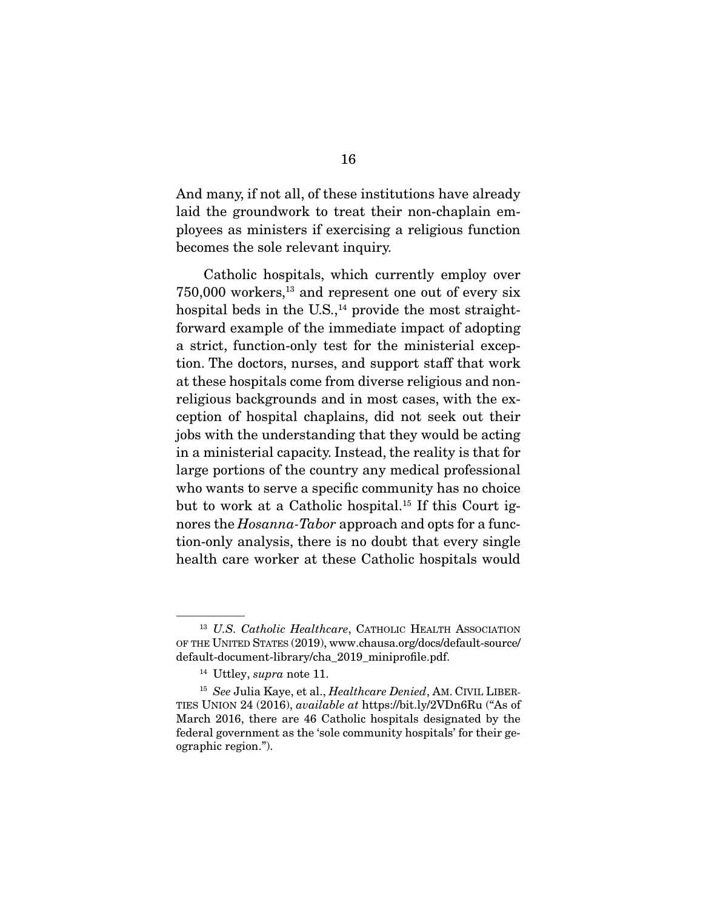And many, if not all, of these institutions have already laid the groundwork to treat their non-chaplain employees as ministers if exercising a religious function becomes the sole relevant inquiry.

Catholic hospitals, which currently employ over 750,000 workers,[13] and represent one out of every six hospital beds in the U.S.,[14] provide the most straightforward example of the immediate impact of adopting a strict, function-only test for the ministerial exception. The doctors, nurses, and support staff that work at these hospitals come from diverse religious and nonreligious backgrounds and in most cases, with the exception of hospital chaplains, did not seek out their jobs with the understanding that they would be acting in a ministerial capacity. Instead, the reality is that for large portions of the country any medical professional who wants to serve a specific community has no choice but to work at a Catholic hospital.[15] If this Court ignores the *Hosanna-Tabor* approach and opts for a function-only analysis, there is no doubt that every single health care worker at these Catholic hospitals would

---

[13] *U.S. Catholic Healthcare*, CATHOLIC HEALTH ASSOCIATION OF THE UNITED STATES (2019), www.chausa.org/docs/default-source/default-document-library/cha_2019_miniprofile.pdf.

[14] Uttley, *supra* note 11.

[15] *See* Julia Kaye, et al., *Healthcare Denied*, AM. CIVIL LIBERTIES UNION 24 (2016), *available at* https://bit.ly/2VDn6Ru ("As of March 2016, there are 46 Catholic hospitals designated by the federal government as the 'sole community hospitals' for their geographic region.").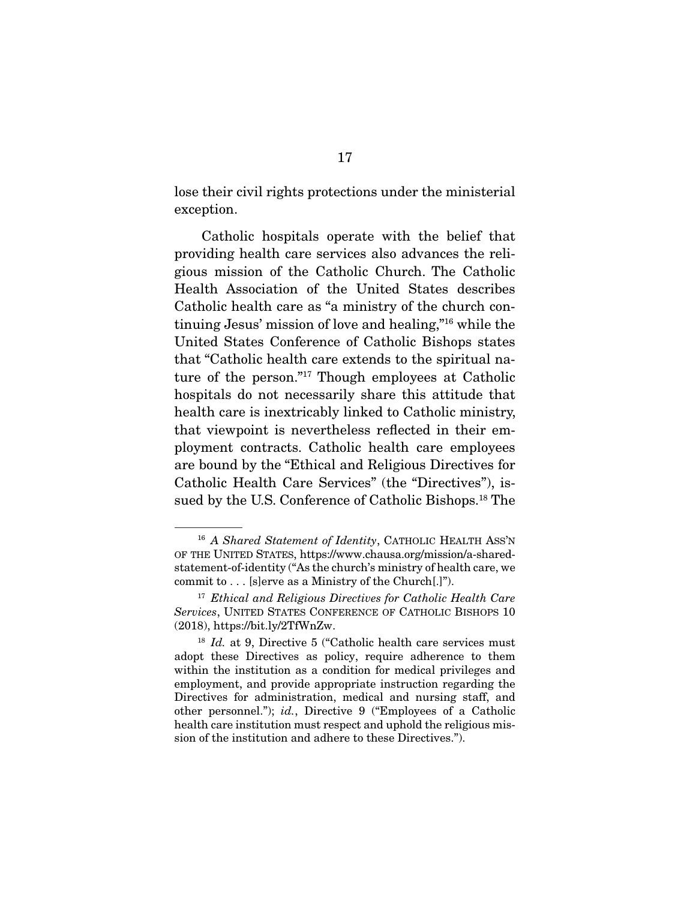lose their civil rights protections under the ministerial exception.

Catholic hospitals operate with the belief that providing health care services also advances the religious mission of the Catholic Church. The Catholic Health Association of the United States describes Catholic health care as "a ministry of the church continuing Jesus' mission of love and healing,"[16] while the United States Conference of Catholic Bishops states that "Catholic health care extends to the spiritual nature of the person."[17] Though employees at Catholic hospitals do not necessarily share this attitude that health care is inextricably linked to Catholic ministry, that viewpoint is nevertheless reflected in their employment contracts. Catholic health care employees are bound by the "Ethical and Religious Directives for Catholic Health Care Services" (the "Directives"), issued by the U.S. Conference of Catholic Bishops.[18] The

---

[16] *A Shared Statement of Identity*, CATHOLIC HEALTH ASS'N OF THE UNITED STATES, https://www.chausa.org/mission/a-shared-statement-of-identity ("As the church's ministry of health care, we commit to . . . [s]erve as a Ministry of the Church[.]").

[17] *Ethical and Religious Directives for Catholic Health Care Services*, UNITED STATES CONFERENCE OF CATHOLIC BISHOPS 10 (2018), https://bit.ly/2TfWnZw.

[18] *Id.* at 9, Directive 5 ("Catholic health care services must adopt these Directives as policy, require adherence to them within the institution as a condition for medical privileges and employment, and provide appropriate instruction regarding the Directives for administration, medical and nursing staff, and other personnel."); *id.*, Directive 9 ("Employees of a Catholic health care institution must respect and uphold the religious mission of the institution and adhere to these Directives.").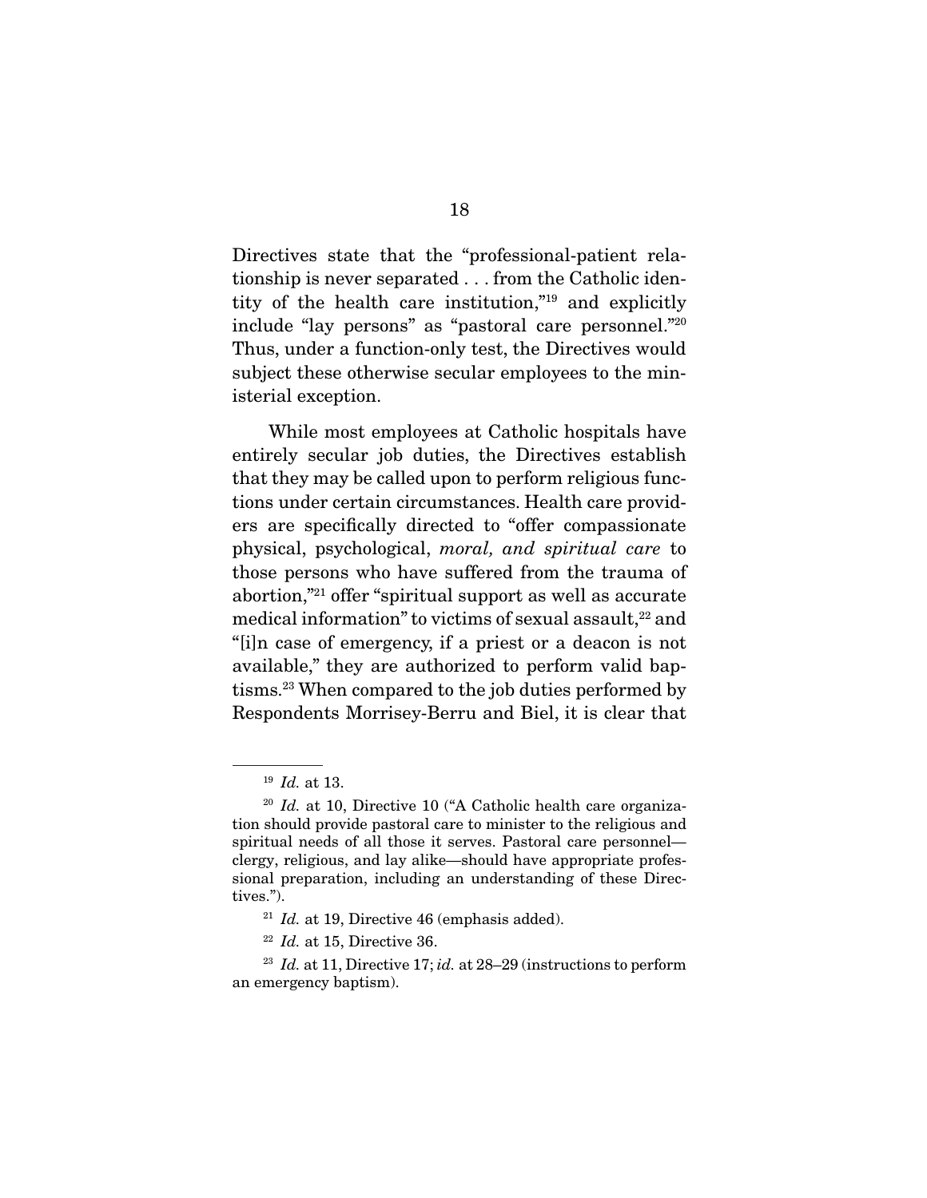Directives state that the "professional-patient relationship is never separated . . . from the Catholic identity of the health care institution,"[19] and explicitly include "lay persons" as "pastoral care personnel."[20] Thus, under a function-only test, the Directives would subject these otherwise secular employees to the ministerial exception.

While most employees at Catholic hospitals have entirely secular job duties, the Directives establish that they may be called upon to perform religious functions under certain circumstances. Health care providers are specifically directed to "offer compassionate physical, psychological, *moral, and spiritual care* to those persons who have suffered from the trauma of abortion,"[21] offer "spiritual support as well as accurate medical information" to victims of sexual assault,[22] and "[i]n case of emergency, if a priest or a deacon is not available," they are authorized to perform valid baptisms.[23] When compared to the job duties performed by Respondents Morrisey-Berru and Biel, it is clear that

---

[19] *Id.* at 13.

[20] *Id.* at 10, Directive 10 ("A Catholic health care organization should provide pastoral care to minister to the religious and spiritual needs of all those it serves. Pastoral care personnel—clergy, religious, and lay alike—should have appropriate professional preparation, including an understanding of these Directives.").

[21] *Id.* at 19, Directive 46 (emphasis added).

[22] *Id.* at 15, Directive 36.

[23] *Id.* at 11, Directive 17; *id.* at 28–29 (instructions to perform an emergency baptism).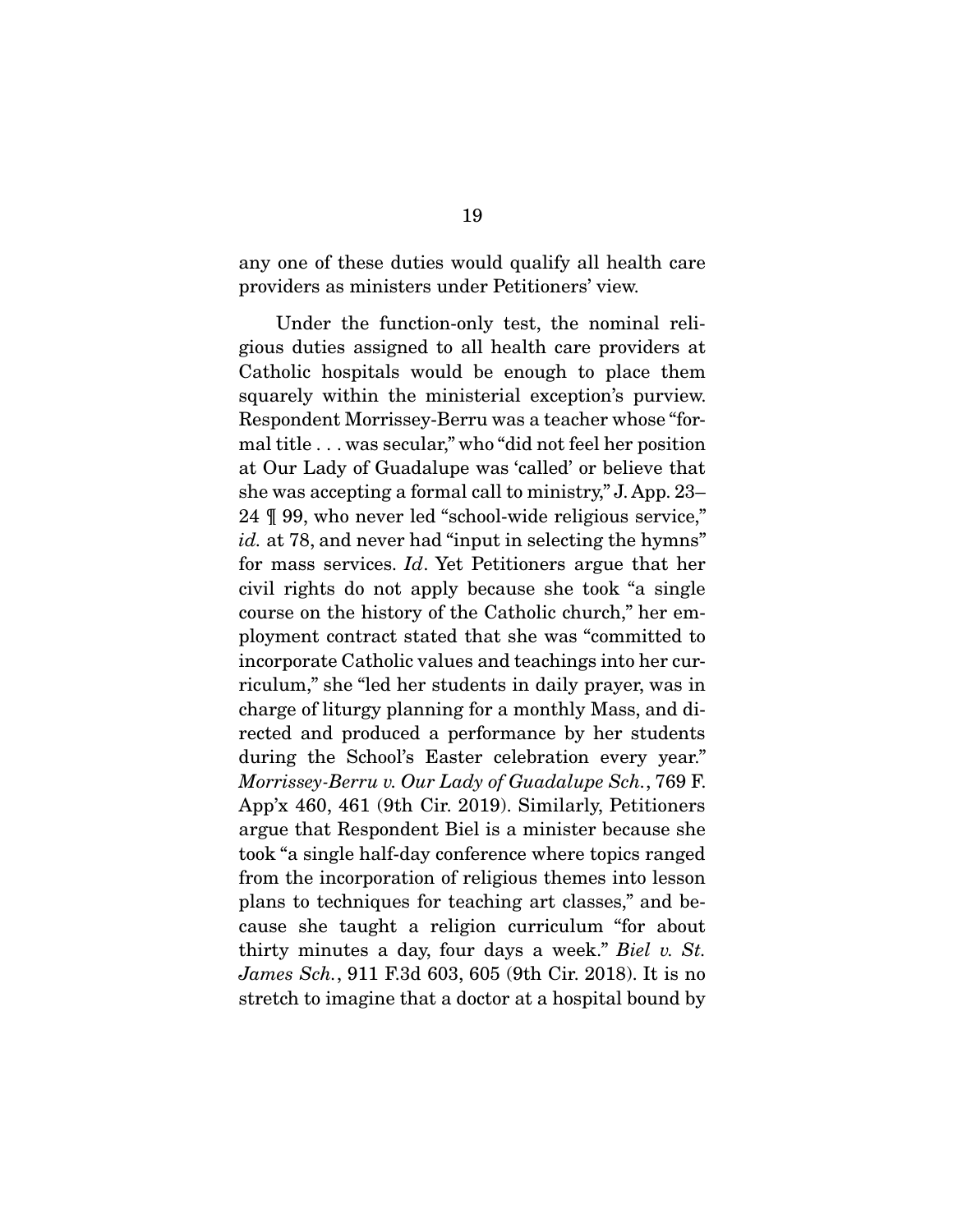any one of these duties would qualify all health care providers as ministers under Petitioners' view.

Under the function-only test, the nominal religious duties assigned to all health care providers at Catholic hospitals would be enough to place them squarely within the ministerial exception's purview. Respondent Morrissey-Berru was a teacher whose "formal title . . . was secular," who "did not feel her position at Our Lady of Guadalupe was 'called' or believe that she was accepting a formal call to ministry," J. App. 23–24 ¶ 99, who never led "school-wide religious service," *id.* at 78, and never had "input in selecting the hymns" for mass services. *Id*. Yet Petitioners argue that her civil rights do not apply because she took "a single course on the history of the Catholic church," her employment contract stated that she was "committed to incorporate Catholic values and teachings into her curriculum," she "led her students in daily prayer, was in charge of liturgy planning for a monthly Mass, and directed and produced a performance by her students during the School's Easter celebration every year." *Morrissey-Berru v. Our Lady of Guadalupe Sch.*, 769 F. App'x 460, 461 (9th Cir. 2019). Similarly, Petitioners argue that Respondent Biel is a minister because she took "a single half-day conference where topics ranged from the incorporation of religious themes into lesson plans to techniques for teaching art classes," and because she taught a religion curriculum "for about thirty minutes a day, four days a week." *Biel v. St. James Sch.*, 911 F.3d 603, 605 (9th Cir. 2018). It is no stretch to imagine that a doctor at a hospital bound by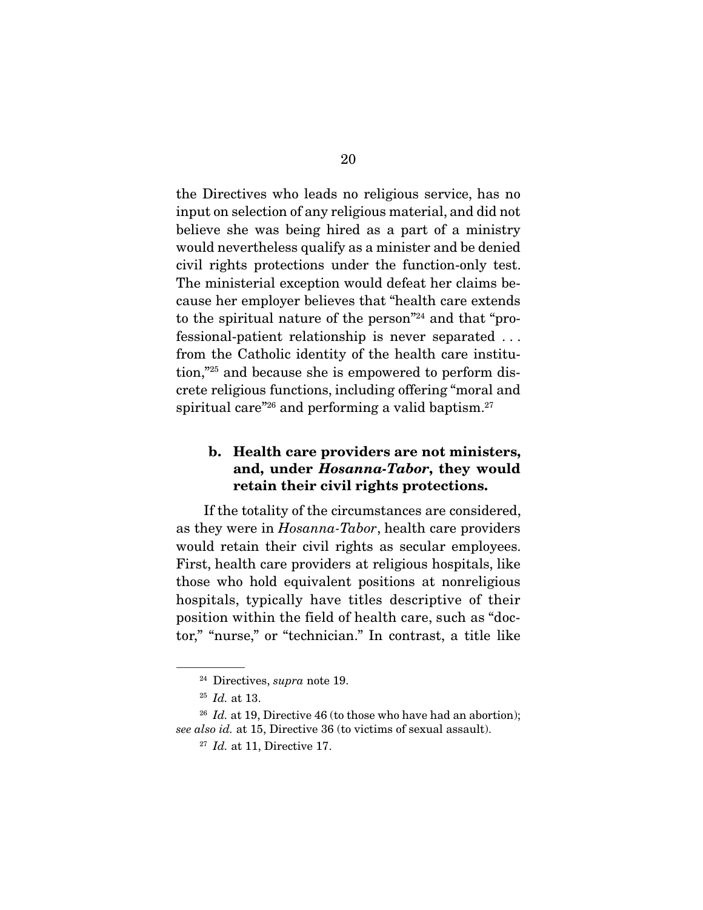the Directives who leads no religious service, has no input on selection of any religious material, and did not believe she was being hired as a part of a ministry would nevertheless qualify as a minister and be denied civil rights protections under the function-only test. The ministerial exception would defeat her claims because her employer believes that "health care extends to the spiritual nature of the person"[24] and that "professional-patient relationship is never separated . . . from the Catholic identity of the health care institution,"[25] and because she is empowered to perform discrete religious functions, including offering "moral and spiritual care"[26] and performing a valid baptism.[27]

### b. Health care providers are not ministers, and, under *Hosanna-Tabor*, they would retain their civil rights protections.

If the totality of the circumstances are considered, as they were in *Hosanna-Tabor*, health care providers would retain their civil rights as secular employees. First, health care providers at religious hospitals, like those who hold equivalent positions at nonreligious hospitals, typically have titles descriptive of their position within the field of health care, such as "doctor," "nurse," or "technician." In contrast, a title like

---

[24] Directives, *supra* note 19.

[25] *Id.* at 13.

[26] *Id.* at 19, Directive 46 (to those who have had an abortion); *see also id.* at 15, Directive 36 (to victims of sexual assault).

[27] *Id.* at 11, Directive 17.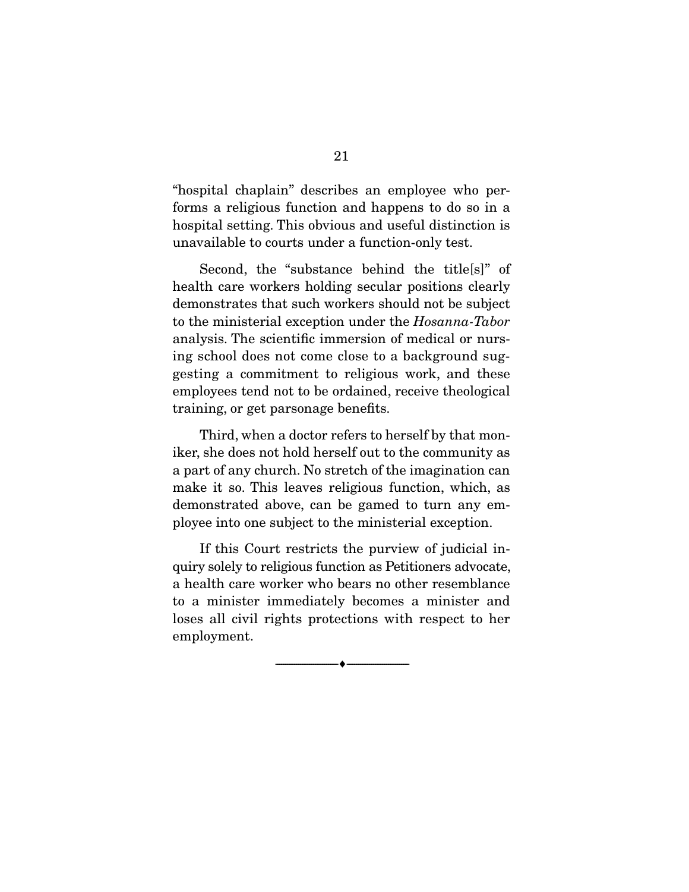"hospital chaplain" describes an employee who performs a religious function and happens to do so in a hospital setting. This obvious and useful distinction is unavailable to courts under a function-only test.

Second, the "substance behind the title[s]" of health care workers holding secular positions clearly demonstrates that such workers should not be subject to the ministerial exception under the *Hosanna-Tabor* analysis. The scientific immersion of medical or nursing school does not come close to a background suggesting a commitment to religious work, and these employees tend not to be ordained, receive theological training, or get parsonage benefits.

Third, when a doctor refers to herself by that moniker, she does not hold herself out to the community as a part of any church. No stretch of the imagination can make it so. This leaves religious function, which, as demonstrated above, can be gamed to turn any employee into one subject to the ministerial exception.

If this Court restricts the purview of judicial inquiry solely to religious function as Petitioners advocate, a health care worker who bears no other resemblance to a minister immediately becomes a minister and loses all civil rights protections with respect to her employment.

---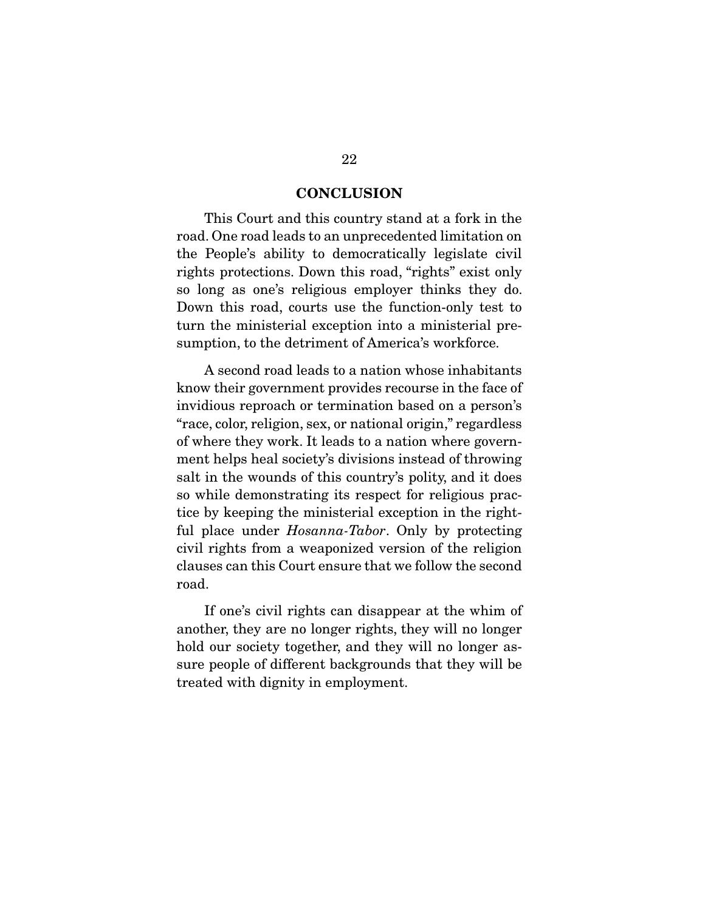## CONCLUSION

This Court and this country stand at a fork in the road. One road leads to an unprecedented limitation on the People's ability to democratically legislate civil rights protections. Down this road, "rights" exist only so long as one's religious employer thinks they do. Down this road, courts use the function-only test to turn the ministerial exception into a ministerial presumption, to the detriment of America's workforce.

A second road leads to a nation whose inhabitants know their government provides recourse in the face of invidious reproach or termination based on a person's "race, color, religion, sex, or national origin," regardless of where they work. It leads to a nation where government helps heal society's divisions instead of throwing salt in the wounds of this country's polity, and it does so while demonstrating its respect for religious practice by keeping the ministerial exception in the rightful place under *Hosanna-Tabor*. Only by protecting civil rights from a weaponized version of the religion clauses can this Court ensure that we follow the second road.

If one's civil rights can disappear at the whim of another, they are no longer rights, they will no longer hold our society together, and they will no longer assure people of different backgrounds that they will be treated with dignity in employment.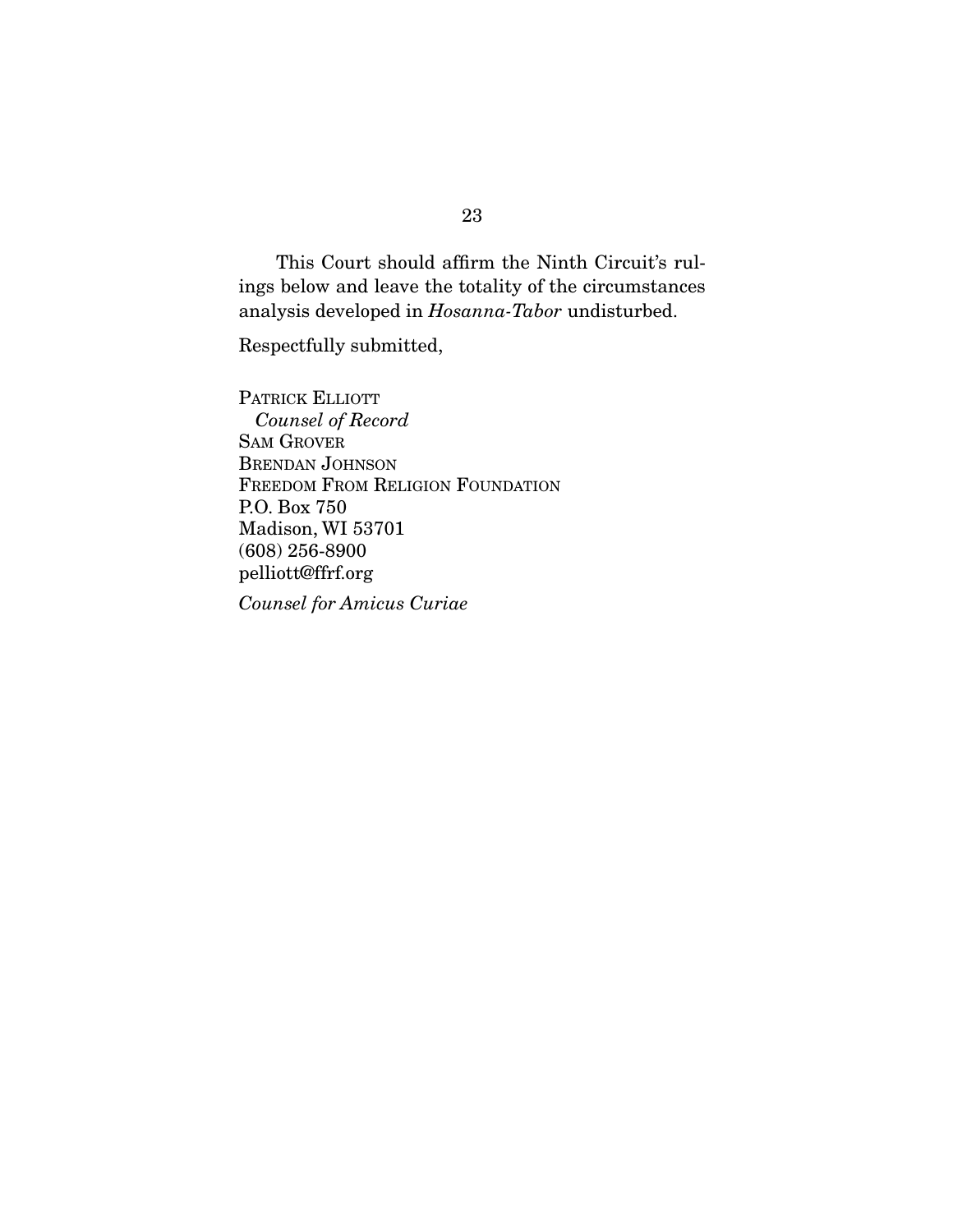This Court should affirm the Ninth Circuit's rulings below and leave the totality of the circumstances analysis developed in *Hosanna-Tabor* undisturbed.

Respectfully submitted,

PATRICK ELLIOTT  
*Counsel of Record*  
SAM GROVER  
BRENDAN JOHNSON  
FREEDOM FROM RELIGION FOUNDATION  
P.O. Box 750  
Madison, WI 53701  
(608) 256-8900  
pelliott@ffrf.org

*Counsel for Amicus Curiae*